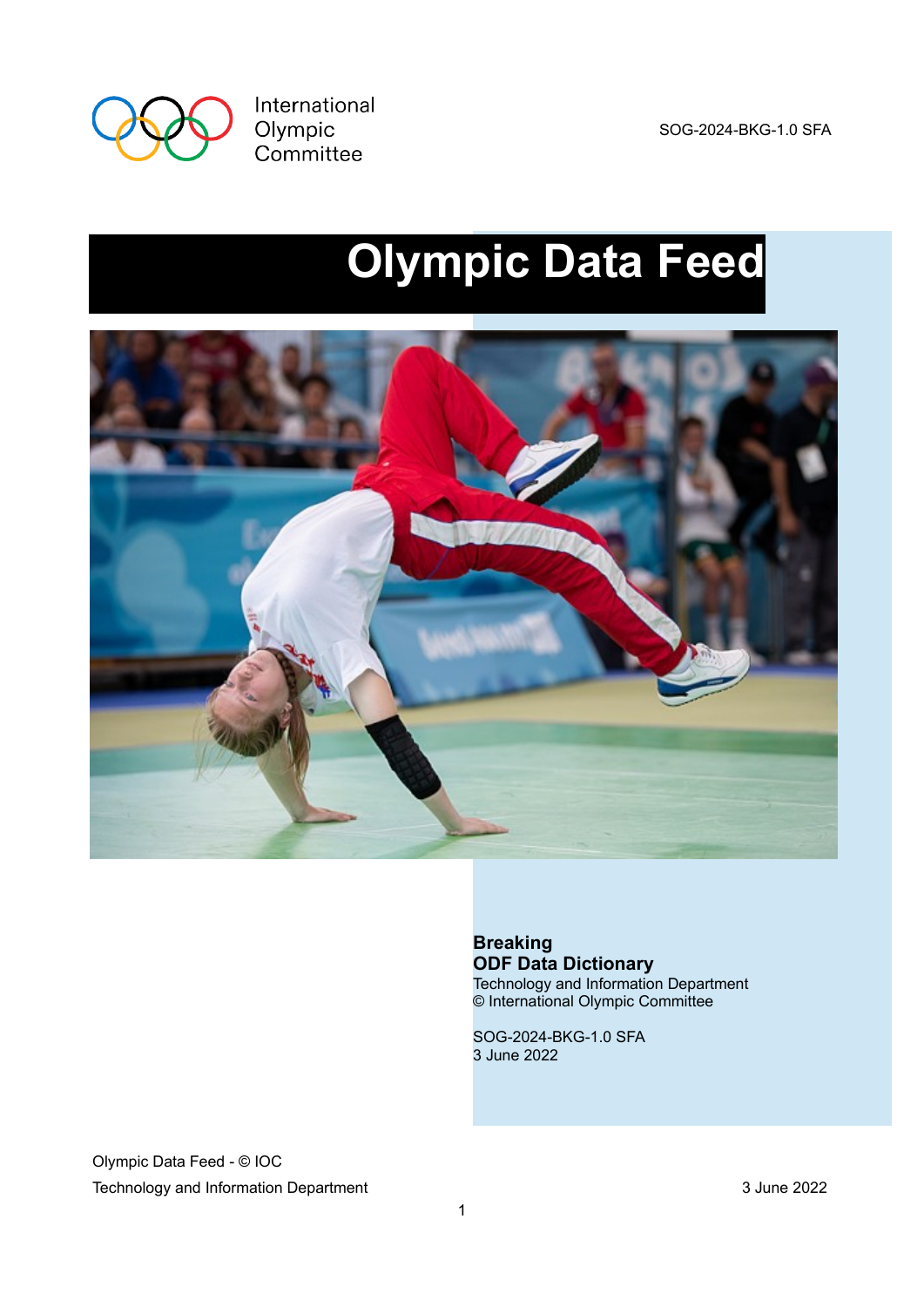International Olympic Committee

SOG-2024-BKG-1.0 SFA

# Olympic Data Feed

**Breaking**
**ODF Data Dictionary**
Technology and Information Department
© International Olympic Committee

SOG-2024-BKG-1.0 SFA
3 June 2022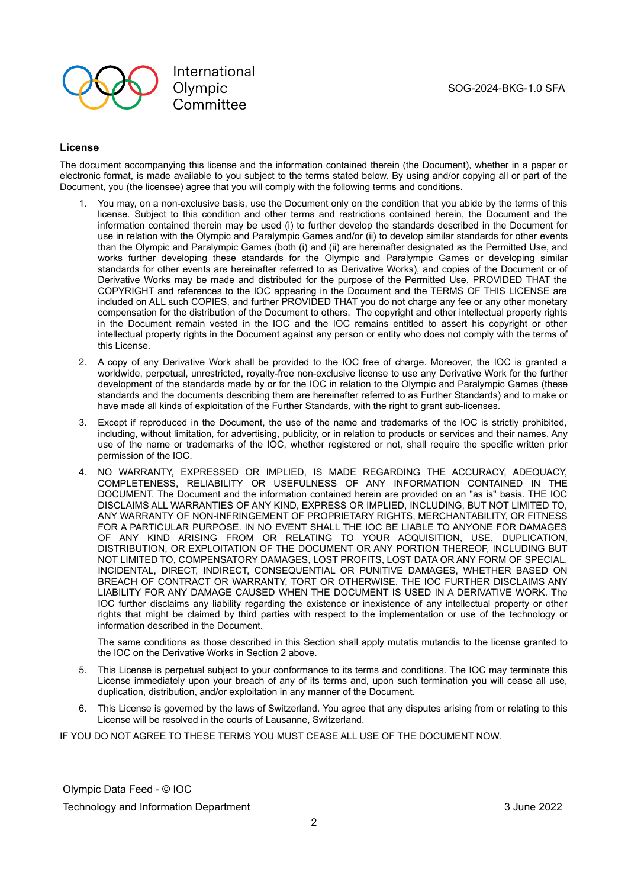## License

The document accompanying this license and the information contained therein (the Document), whether in a paper or electronic format, is made available to you subject to the terms stated below. By using and/or copying all or part of the Document, you (the licensee) agree that you will comply with the following terms and conditions.

1. You may, on a non-exclusive basis, use the Document only on the condition that you abide by the terms of this license. Subject to this condition and other terms and restrictions contained herein, the Document and the information contained therein may be used (i) to further develop the standards described in the Document for use in relation with the Olympic and Paralympic Games and/or (ii) to develop similar standards for other events than the Olympic and Paralympic Games (both (i) and (ii) are hereinafter designated as the Permitted Use, and works further developing these standards for the Olympic and Paralympic Games or developing similar standards for other events are hereinafter referred to as Derivative Works), and copies of the Document or of Derivative Works may be made and distributed for the purpose of the Permitted Use, PROVIDED THAT the COPYRIGHT and references to the IOC appearing in the Document and the TERMS OF THIS LICENSE are included on ALL such COPIES, and further PROVIDED THAT you do not charge any fee or any other monetary compensation for the distribution of the Document to others. The copyright and other intellectual property rights in the Document remain vested in the IOC and the IOC remains entitled to assert his copyright or other intellectual property rights in the Document against any person or entity who does not comply with the terms of this License.

2. A copy of any Derivative Work shall be provided to the IOC free of charge. Moreover, the IOC is granted a worldwide, perpetual, unrestricted, royalty-free non-exclusive license to use any Derivative Work for the further development of the standards made by or for the IOC in relation to the Olympic and Paralympic Games (these standards and the documents describing them are hereinafter referred to as Further Standards) and to make or have made all kinds of exploitation of the Further Standards, with the right to grant sub-licenses.

3. Except if reproduced in the Document, the use of the name and trademarks of the IOC is strictly prohibited, including, without limitation, for advertising, publicity, or in relation to products or services and their names. Any use of the name or trademarks of the IOC, whether registered or not, shall require the specific written prior permission of the IOC.

4. NO WARRANTY, EXPRESSED OR IMPLIED, IS MADE REGARDING THE ACCURACY, ADEQUACY, COMPLETENESS, RELIABILITY OR USEFULNESS OF ANY INFORMATION CONTAINED IN THE DOCUMENT. The Document and the information contained herein are provided on an "as is" basis. THE IOC DISCLAIMS ALL WARRANTIES OF ANY KIND, EXPRESS OR IMPLIED, INCLUDING, BUT NOT LIMITED TO, ANY WARRANTY OF NON-INFRINGEMENT OF PROPRIETARY RIGHTS, MERCHANTABILITY, OR FITNESS FOR A PARTICULAR PURPOSE. IN NO EVENT SHALL THE IOC BE LIABLE TO ANYONE FOR DAMAGES OF ANY KIND ARISING FROM OR RELATING TO YOUR ACQUISITION, USE, DUPLICATION, DISTRIBUTION, OR EXPLOITATION OF THE DOCUMENT OR ANY PORTION THEREOF, INCLUDING BUT NOT LIMITED TO, COMPENSATORY DAMAGES, LOST PROFITS, LOST DATA OR ANY FORM OF SPECIAL, INCIDENTAL, DIRECT, INDIRECT, CONSEQUENTIAL OR PUNITIVE DAMAGES, WHETHER BASED ON BREACH OF CONTRACT OR WARRANTY, TORT OR OTHERWISE. THE IOC FURTHER DISCLAIMS ANY LIABILITY FOR ANY DAMAGE CAUSED WHEN THE DOCUMENT IS USED IN A DERIVATIVE WORK. The IOC further disclaims any liability regarding the existence or inexistence of any intellectual property or other rights that might be claimed by third parties with respect to the implementation or use of the technology or information described in the Document.

   The same conditions as those described in this Section shall apply mutatis mutandis to the license granted to the IOC on the Derivative Works in Section 2 above.

5. This License is perpetual subject to your conformance to its terms and conditions. The IOC may terminate this License immediately upon your breach of any of its terms and, upon such termination you will cease all use, duplication, distribution, and/or exploitation in any manner of the Document.

6. This License is governed by the laws of Switzerland. You agree that any disputes arising from or relating to this License will be resolved in the courts of Lausanne, Switzerland.

IF YOU DO NOT AGREE TO THESE TERMS YOU MUST CEASE ALL USE OF THE DOCUMENT NOW.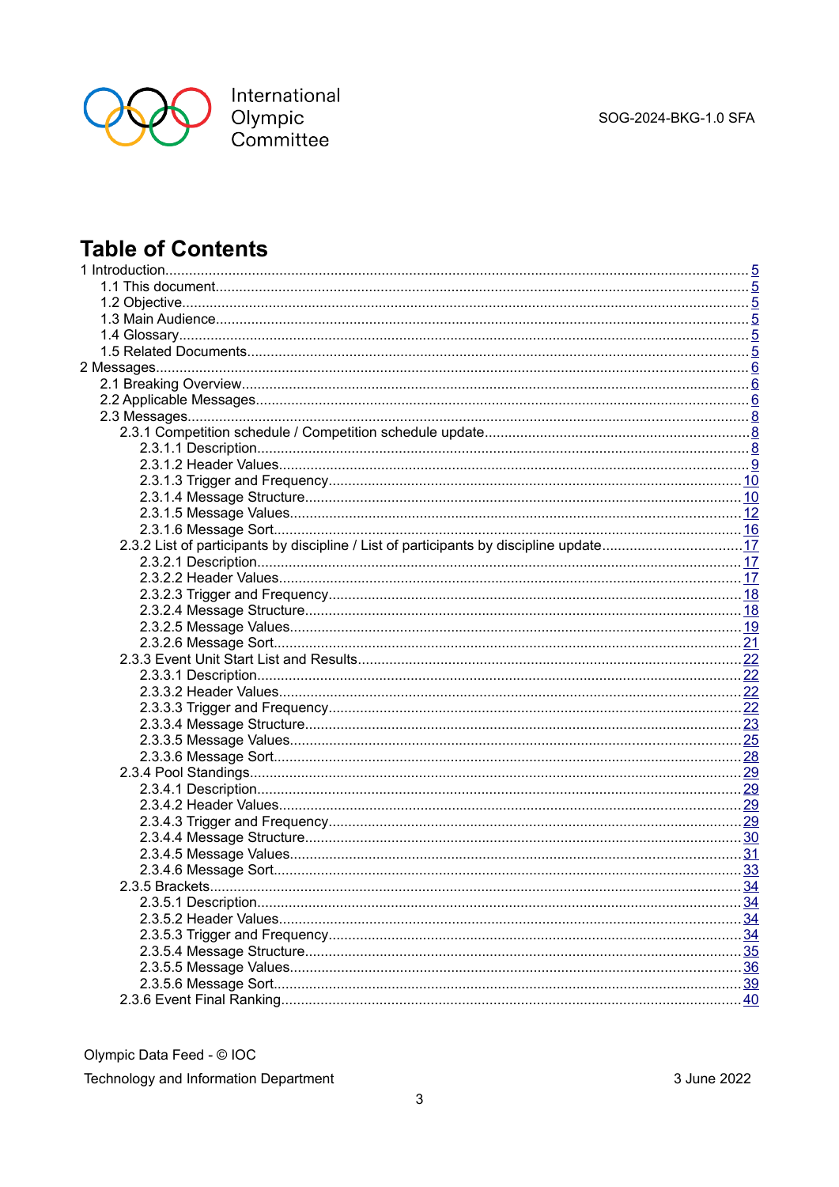# Table of Contents

- 1 Introduction ..... 5
  - 1.1 This document ..... 5
  - 1.2 Objective ..... 5
  - 1.3 Main Audience ..... 5
  - 1.4 Glossary ..... 5
  - 1.5 Related Documents ..... 5
- 2 Messages ..... 6
  - 2.1 Breaking Overview ..... 6
  - 2.2 Applicable Messages ..... 6
  - 2.3 Messages ..... 8
    - 2.3.1 Competition schedule / Competition schedule update ..... 8
      - 2.3.1.1 Description ..... 8
      - 2.3.1.2 Header Values ..... 9
      - 2.3.1.3 Trigger and Frequency ..... 10
      - 2.3.1.4 Message Structure ..... 10
      - 2.3.1.5 Message Values ..... 12
      - 2.3.1.6 Message Sort ..... 16
    - 2.3.2 List of participants by discipline / List of participants by discipline update ..... 17
      - 2.3.2.1 Description ..... 17
      - 2.3.2.2 Header Values ..... 17
      - 2.3.2.3 Trigger and Frequency ..... 18
      - 2.3.2.4 Message Structure ..... 18
      - 2.3.2.5 Message Values ..... 19
      - 2.3.2.6 Message Sort ..... 21
    - 2.3.3 Event Unit Start List and Results ..... 22
      - 2.3.3.1 Description ..... 22
      - 2.3.3.2 Header Values ..... 22
      - 2.3.3.3 Trigger and Frequency ..... 22
      - 2.3.3.4 Message Structure ..... 23
      - 2.3.3.5 Message Values ..... 25
      - 2.3.3.6 Message Sort ..... 28
    - 2.3.4 Pool Standings ..... 29
      - 2.3.4.1 Description ..... 29
      - 2.3.4.2 Header Values ..... 29
      - 2.3.4.3 Trigger and Frequency ..... 29
      - 2.3.4.4 Message Structure ..... 30
      - 2.3.4.5 Message Values ..... 31
      - 2.3.4.6 Message Sort ..... 33
    - 2.3.5 Brackets ..... 34
      - 2.3.5.1 Description ..... 34
      - 2.3.5.2 Header Values ..... 34
      - 2.3.5.3 Trigger and Frequency ..... 34
      - 2.3.5.4 Message Structure ..... 35
      - 2.3.5.5 Message Values ..... 36
      - 2.3.5.6 Message Sort ..... 39
    - 2.3.6 Event Final Ranking ..... 40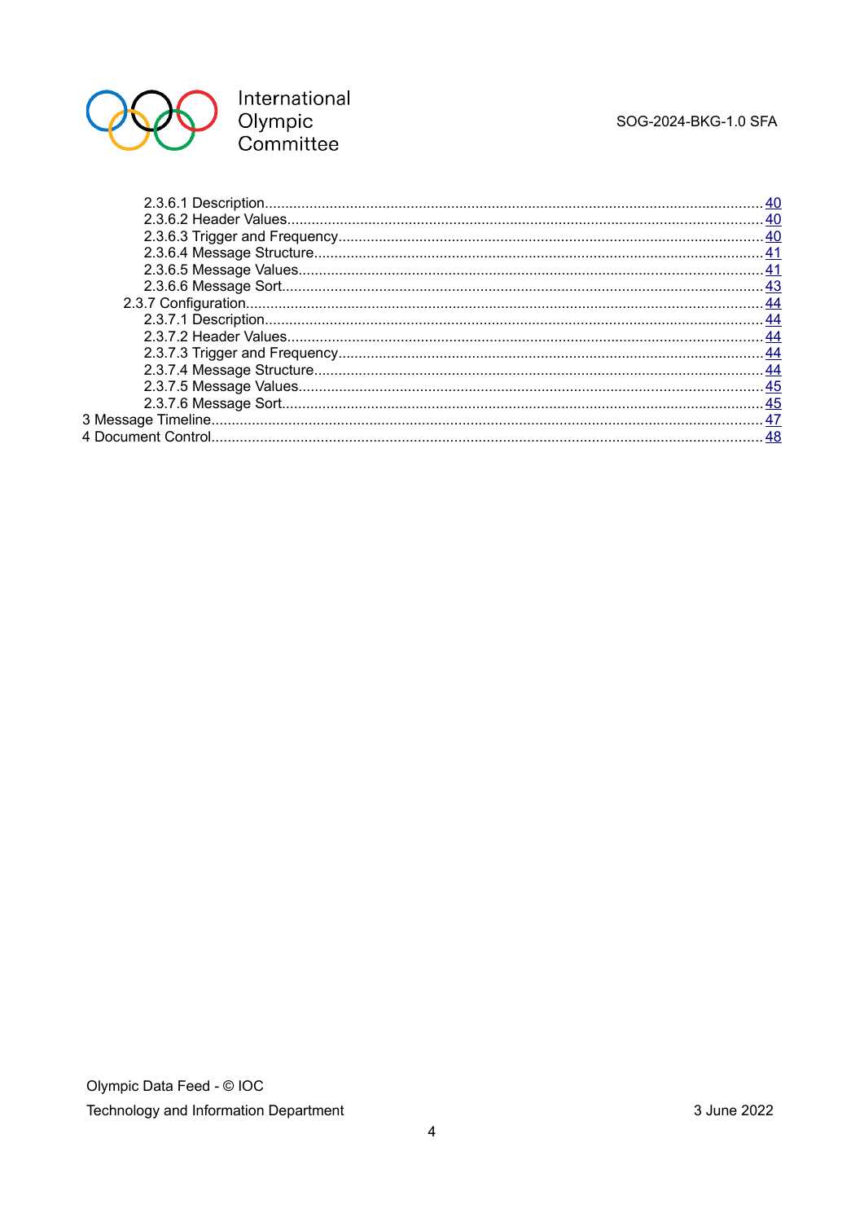2.3.6.1 Description........................................................................................................................ 40
2.3.6.2 Header Values.................................................................................................................. 40
2.3.6.3 Trigger and Frequency..................................................................................................... 40
2.3.6.4 Message Structure........................................................................................................... 41
2.3.6.5 Message Values............................................................................................................... 41
2.3.6.6 Message Sort................................................................................................................... 43
2.3.7 Configuration........................................................................................................................... 44
2.3.7.1 Description........................................................................................................................ 44
2.3.7.2 Header Values.................................................................................................................. 44
2.3.7.3 Trigger and Frequency..................................................................................................... 44
2.3.7.4 Message Structure........................................................................................................... 44
2.3.7.5 Message Values............................................................................................................... 45
2.3.7.6 Message Sort................................................................................................................... 45
3 Message Timeline.................................................................................................................................... 47
4 Document Control.................................................................................................................................... 48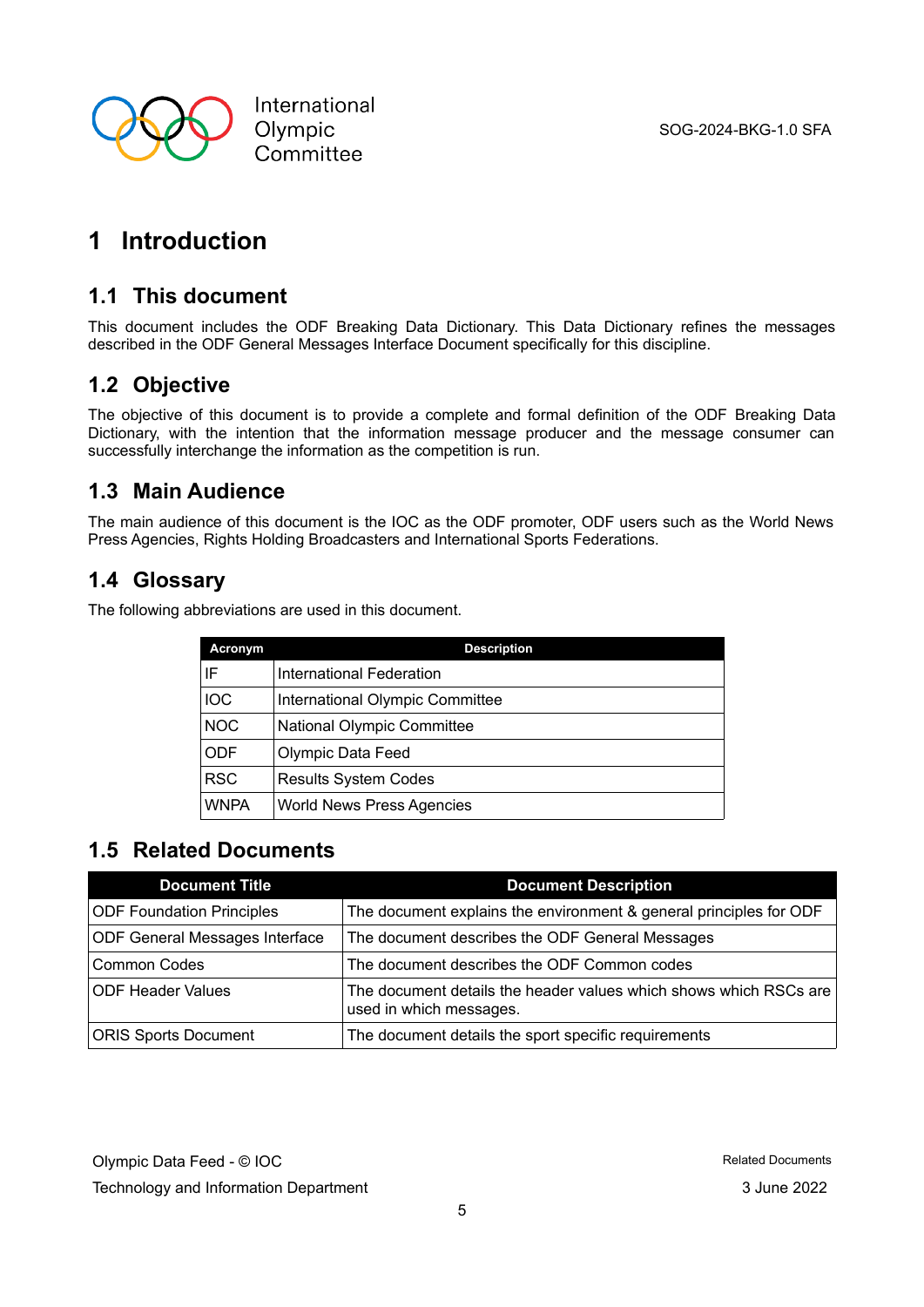# 1 Introduction

## 1.1 This document

This document includes the ODF Breaking Data Dictionary. This Data Dictionary refines the messages described in the ODF General Messages Interface Document specifically for this discipline.

## 1.2 Objective

The objective of this document is to provide a complete and formal definition of the ODF Breaking Data Dictionary, with the intention that the information message producer and the message consumer can successfully interchange the information as the competition is run.

## 1.3 Main Audience

The main audience of this document is the IOC as the ODF promoter, ODF users such as the World News Press Agencies, Rights Holding Broadcasters and International Sports Federations.

## 1.4 Glossary

The following abbreviations are used in this document.

| Acronym | Description |
|---|---|
| IF | International Federation |
| IOC | International Olympic Committee |
| NOC | National Olympic Committee |
| ODF | Olympic Data Feed |
| RSC | Results System Codes |
| WNPA | World News Press Agencies |

## 1.5 Related Documents

| Document Title | Document Description |
|---|---|
| ODF Foundation Principles | The document explains the environment & general principles for ODF |
| ODF General Messages Interface | The document describes the ODF General Messages |
| Common Codes | The document describes the ODF Common codes |
| ODF Header Values | The document details the header values which shows which RSCs are used in which messages. |
| ORIS Sports Document | The document details the sport specific requirements |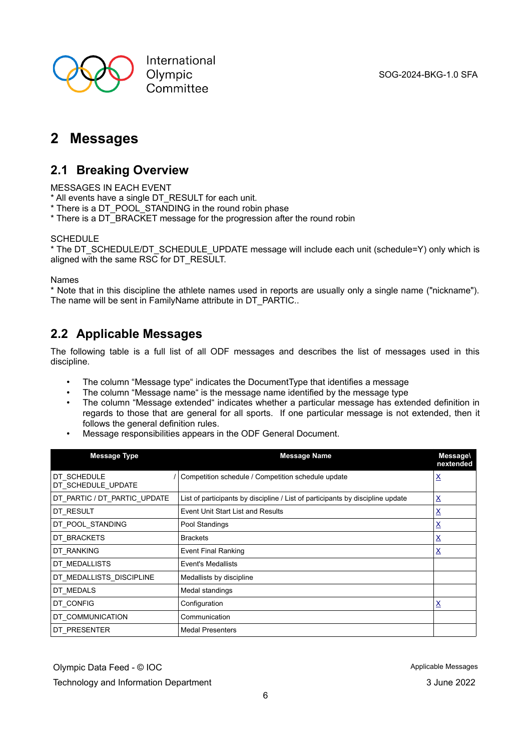# 2 Messages

## 2.1 Breaking Overview

MESSAGES IN EACH EVENT
* All events have a single DT_RESULT for each unit.
* There is a DT_POOL_STANDING in the round robin phase
* There is a DT_BRACKET message for the progression after the round robin

SCHEDULE
* The DT_SCHEDULE/DT_SCHEDULE_UPDATE message will include each unit (schedule=Y) only which is aligned with the same RSC for DT_RESULT.

Names
* Note that in this discipline the athlete names used in reports are usually only a single name ("nickname"). The name will be sent in FamilyName attribute in DT_PARTIC..

## 2.2 Applicable Messages

The following table is a full list of all ODF messages and describes the list of messages used in this discipline.

- The column "Message type" indicates the DocumentType that identifies a message
- The column "Message name" is the message name identified by the message type
- The column "Message extended" indicates whether a particular message has extended definition in regards to those that are general for all sports. If one particular message is not extended, then it follows the general definition rules.
- Message responsibilities appears in the ODF General Document.

| Message Type | Message Name | Message\nextended |
|---|---|---|
| DT_SCHEDULE / DT_SCHEDULE_UPDATE | Competition schedule / Competition schedule update | X |
| DT_PARTIC / DT_PARTIC_UPDATE | List of participants by discipline / List of participants by discipline update | X |
| DT_RESULT | Event Unit Start List and Results | X |
| DT_POOL_STANDING | Pool Standings | X |
| DT_BRACKETS | Brackets | X |
| DT_RANKING | Event Final Ranking | X |
| DT_MEDALLISTS | Event's Medallists | |
| DT_MEDALLISTS_DISCIPLINE | Medallists by discipline | |
| DT_MEDALS | Medal standings | |
| DT_CONFIG | Configuration | X |
| DT_COMMUNICATION | Communication | |
| DT_PRESENTER | Medal Presenters | |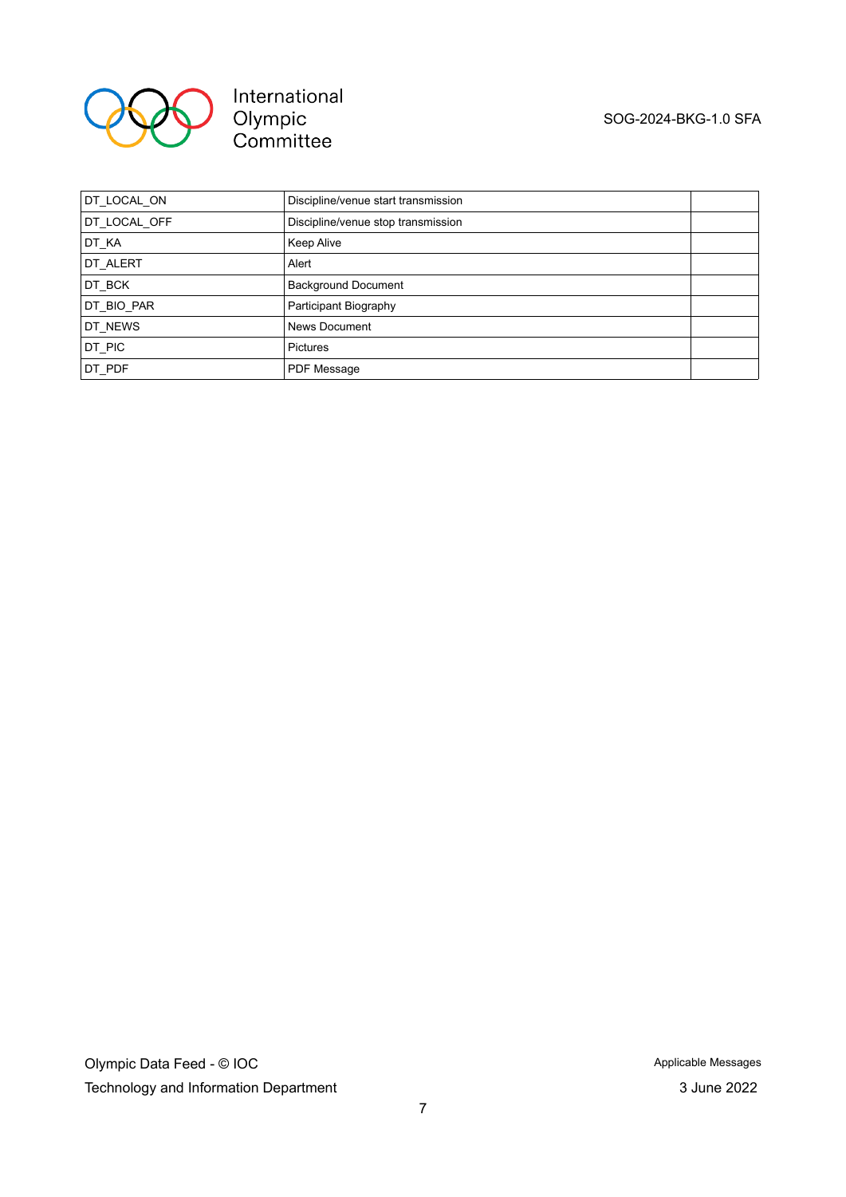| DT_LOCAL_ON | Discipline/venue start transmission | |
|---|---|---|
| DT_LOCAL_OFF | Discipline/venue stop transmission | |
| DT_KA | Keep Alive | |
| DT_ALERT | Alert | |
| DT_BCK | Background Document | |
| DT_BIO_PAR | Participant Biography | |
| DT_NEWS | News Document | |
| DT_PIC | Pictures | |
| DT_PDF | PDF Message | |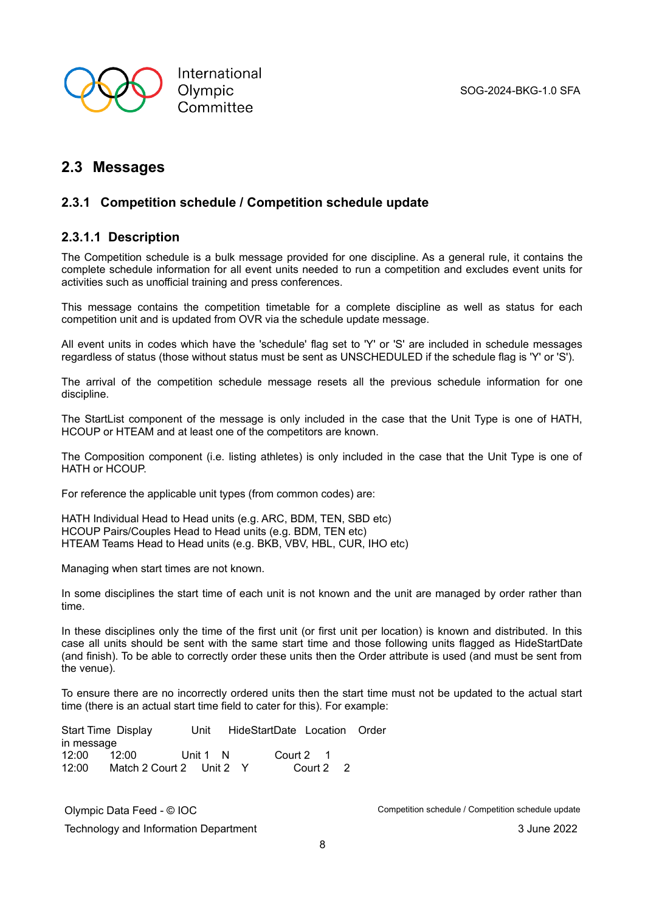## 2.3 Messages

### 2.3.1 Competition schedule / Competition schedule update

#### 2.3.1.1 Description

The Competition schedule is a bulk message provided for one discipline. As a general rule, it contains the complete schedule information for all event units needed to run a competition and excludes event units for activities such as unofficial training and press conferences.

This message contains the competition timetable for a complete discipline as well as status for each competition unit and is updated from OVR via the schedule update message.

All event units in codes which have the 'schedule' flag set to 'Y' or 'S' are included in schedule messages regardless of status (those without status must be sent as UNSCHEDULED if the schedule flag is 'Y' or 'S').

The arrival of the competition schedule message resets all the previous schedule information for one discipline.

The StartList component of the message is only included in the case that the Unit Type is one of HATH, HCOUP or HTEAM and at least one of the competitors are known.

The Composition component (i.e. listing athletes) is only included in the case that the Unit Type is one of HATH or HCOUP.

For reference the applicable unit types (from common codes) are:

HATH Individual Head to Head units (e.g. ARC, BDM, TEN, SBD etc)
HCOUP Pairs/Couples Head to Head units (e.g. BDM, TEN etc)
HTEAM Teams Head to Head units (e.g. BKB, VBV, HBL, CUR, IHO etc)

Managing when start times are not known.

In some disciplines the start time of each unit is not known and the unit are managed by order rather than time.

In these disciplines only the time of the first unit (or first unit per location) is known and distributed. In this case all units should be sent with the same start time and those following units flagged as HideStartDate (and finish). To be able to correctly order these units then the Order attribute is used (and must be sent from the venue).

To ensure there are no incorrectly ordered units then the start time must not be updated to the actual start time (there is an actual start time field to cater for this). For example:

| Start Time in message | Display | Unit | HideStartDate | Location | Order |
|---|---|---|---|---|---|
| 12:00 | 12:00 | Unit 1 | N | Court 2 | 1 |
| 12:00 | Match 2 Court 2 | Unit 2 | Y | Court 2 | 2 |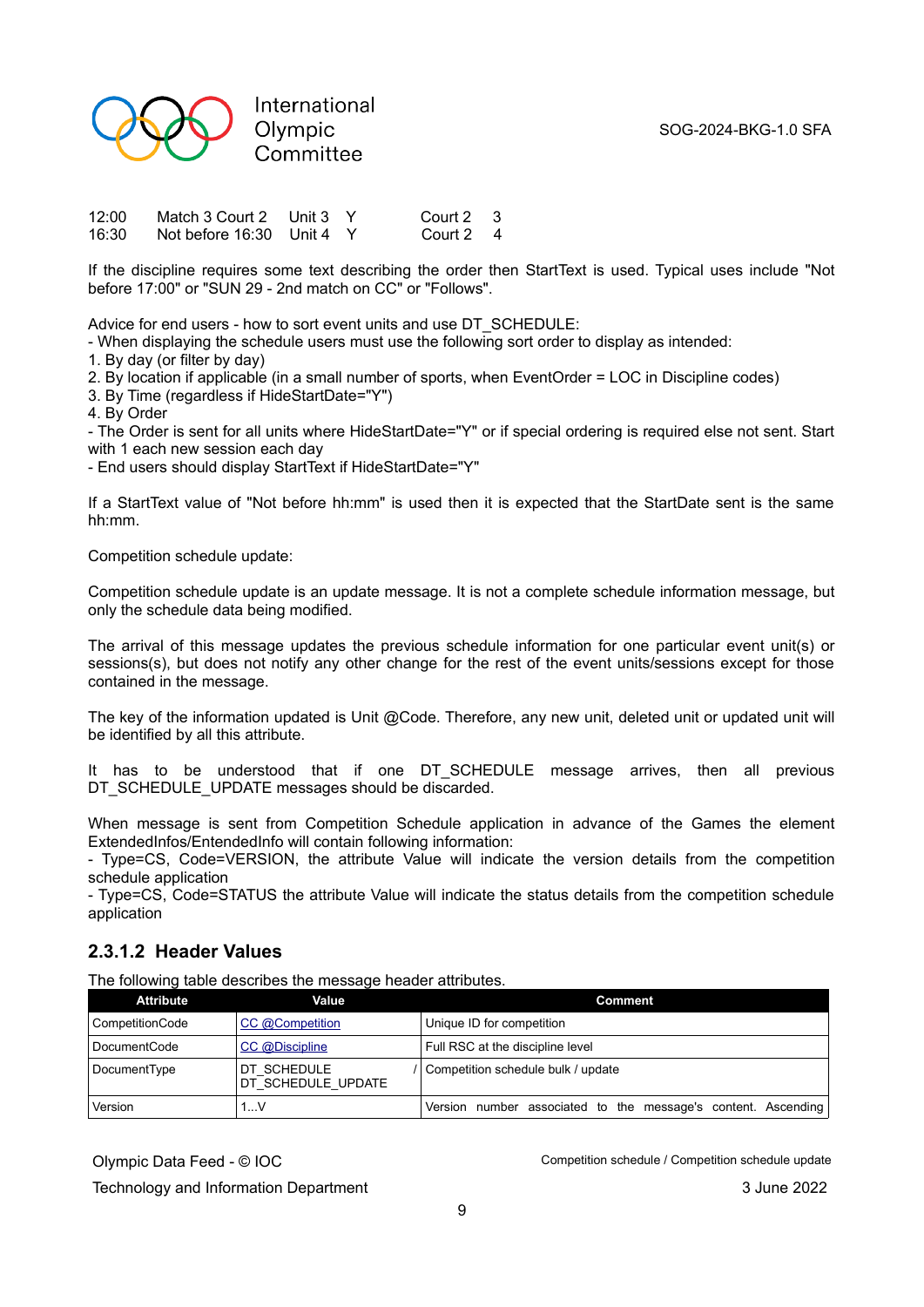| | | | | | |
|---|---|---|---|---|---|
| 12:00 | Match 3 Court 2 | Unit 3 | Y | Court 2 | 3 |
| 16:30 | Not before 16:30 | Unit 4 | Y | Court 2 | 4 |

If the discipline requires some text describing the order then StartText is used. Typical uses include "Not before 17:00" or "SUN 29 - 2nd match on CC" or "Follows".

Advice for end users - how to sort event units and use DT_SCHEDULE:
- When displaying the schedule users must use the following sort order to display as intended:
1. By day (or filter by day)
2. By location if applicable (in a small number of sports, when EventOrder = LOC in Discipline codes)
3. By Time (regardless if HideStartDate="Y")
4. By Order
- The Order is sent for all units where HideStartDate="Y" or if special ordering is required else not sent. Start with 1 each new session each day
- End users should display StartText if HideStartDate="Y"

If a StartText value of "Not before hh:mm" is used then it is expected that the StartDate sent is the same hh:mm.

Competition schedule update:

Competition schedule update is an update message. It is not a complete schedule information message, but only the schedule data being modified.

The arrival of this message updates the previous schedule information for one particular event unit(s) or sessions(s), but does not notify any other change for the rest of the event units/sessions except for those contained in the message.

The key of the information updated is Unit @Code. Therefore, any new unit, deleted unit or updated unit will be identified by all this attribute.

It has to be understood that if one DT_SCHEDULE message arrives, then all previous DT_SCHEDULE_UPDATE messages should be discarded.

When message is sent from Competition Schedule application in advance of the Games the element ExtendedInfos/EntendedInfo will contain following information:
- Type=CS, Code=VERSION, the attribute Value will indicate the version details from the competition schedule application
- Type=CS, Code=STATUS the attribute Value will indicate the status details from the competition schedule application

### 2.3.1.2 Header Values

The following table describes the message header attributes.

| Attribute | Value | Comment |
|---|---|---|
| CompetitionCode | CC @Competition | Unique ID for competition |
| DocumentCode | CC @Discipline | Full RSC at the discipline level |
| DocumentType | DT_SCHEDULE / DT_SCHEDULE_UPDATE | Competition schedule bulk / update |
| Version | 1...V | Version number associated to the message's content. Ascending |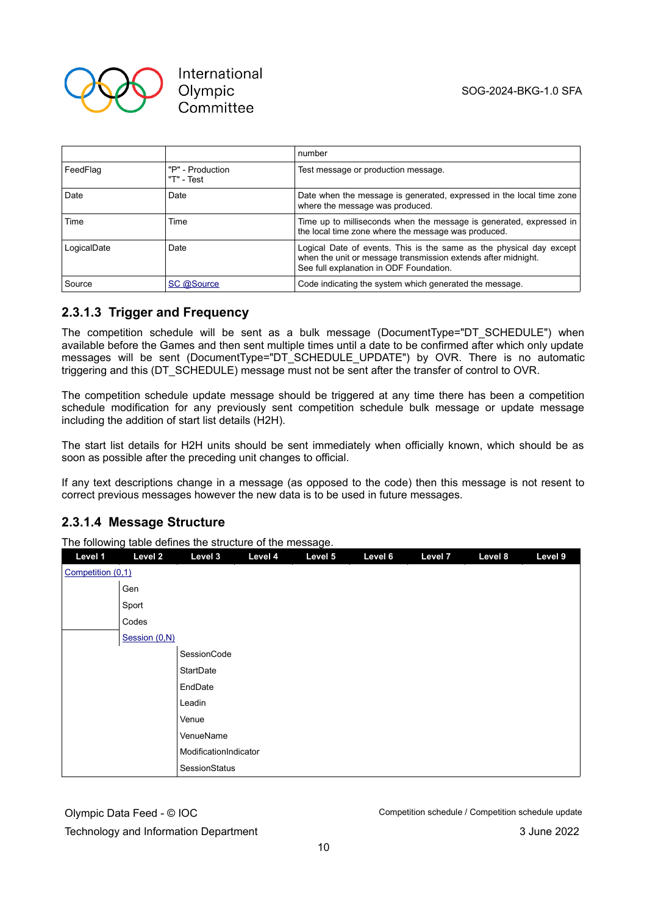|  |  | number |
| --- | --- | --- |
| FeedFlag | "P" - Production<br>"T" - Test | Test message or production message. |
| Date | Date | Date when the message is generated, expressed in the local time zone where the message was produced. |
| Time | Time | Time up to milliseconds when the message is generated, expressed in the local time zone where the message was produced. |
| LogicalDate | Date | Logical Date of events. This is the same as the physical day except when the unit or message transmission extends after midnight.<br>See full explanation in ODF Foundation. |
| Source | SC @Source | Code indicating the system which generated the message. |

### 2.3.1.3 Trigger and Frequency

The competition schedule will be sent as a bulk message (DocumentType="DT_SCHEDULE") when available before the Games and then sent multiple times until a date to be confirmed after which only update messages will be sent (DocumentType="DT_SCHEDULE_UPDATE") by OVR. There is no automatic triggering and this (DT_SCHEDULE) message must not be sent after the transfer of control to OVR.

The competition schedule update message should be triggered at any time there has been a competition schedule modification for any previously sent competition schedule bulk message or update message including the addition of start list details (H2H).

The start list details for H2H units should be sent immediately when officially known, which should be as soon as possible after the preceding unit changes to official.

If any text descriptions change in a message (as opposed to the code) then this message is not resent to correct previous messages however the new data is to be used in future messages.

### 2.3.1.4 Message Structure

The following table defines the structure of the message.

| Level 1 | Level 2 | Level 3 | Level 4 | Level 5 | Level 6 | Level 7 | Level 8 | Level 9 |
| --- | --- | --- | --- | --- | --- | --- | --- | --- |
| Competition (0,1) |  |  |  |  |  |  |  |  |
|  | Gen |  |  |  |  |  |  |  |
|  | Sport |  |  |  |  |  |  |  |
|  | Codes |  |  |  |  |  |  |  |
|  | Session (0,N) |  |  |  |  |  |  |  |
|  |  | SessionCode |  |  |  |  |  |  |
|  |  | StartDate |  |  |  |  |  |  |
|  |  | EndDate |  |  |  |  |  |  |
|  |  | Leadin |  |  |  |  |  |  |
|  |  | Venue |  |  |  |  |  |  |
|  |  | VenueName |  |  |  |  |  |  |
|  |  | ModificationIndicator |  |  |  |  |  |  |
|  |  | SessionStatus |  |  |  |  |  |  |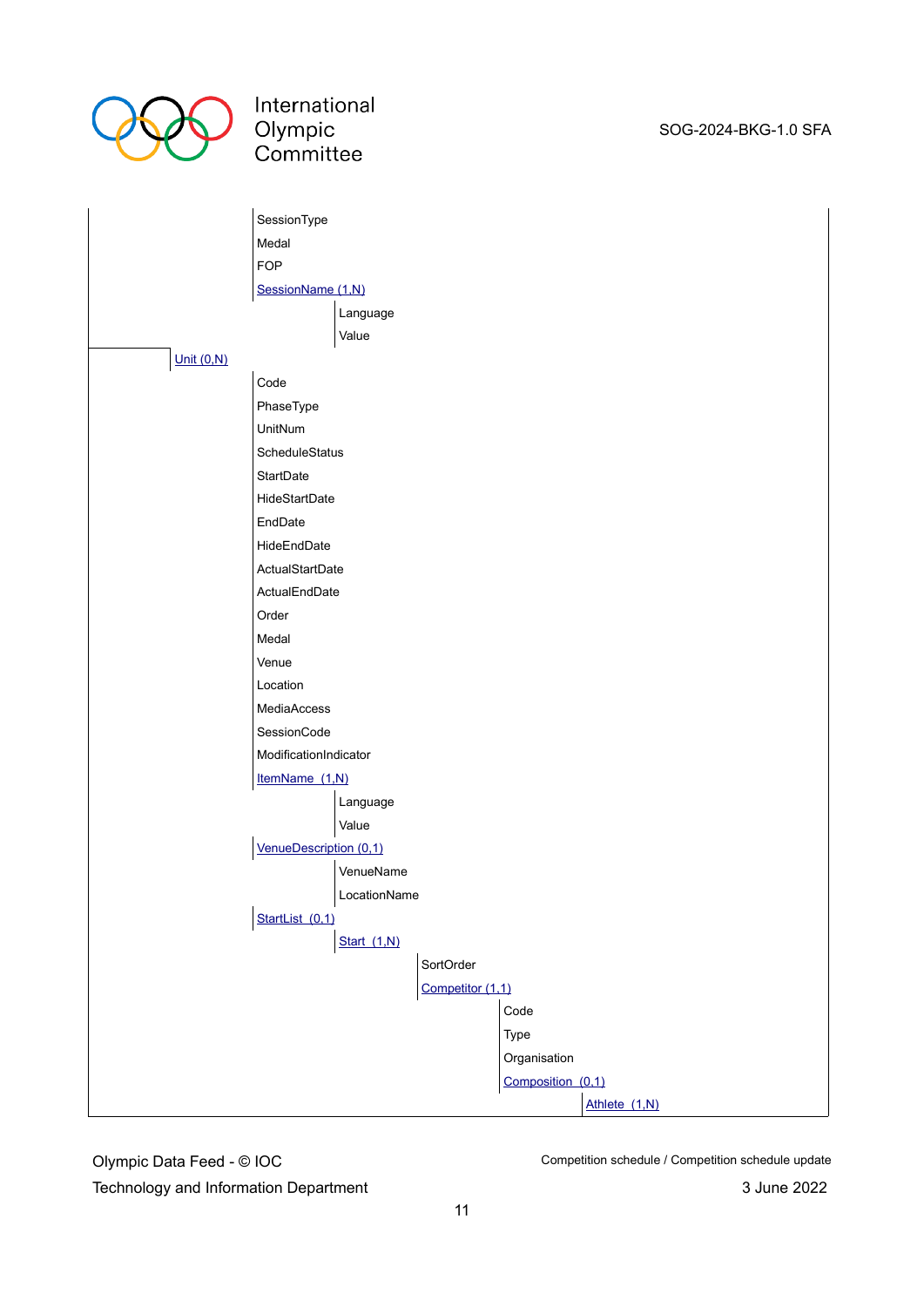- SessionType
- Medal
- FOP
- SessionName (1,N)
  - Language
  - Value

- Unit (0,N)
  - Code
  - PhaseType
  - UnitNum
  - ScheduleStatus
  - StartDate
  - HideStartDate
  - EndDate
  - HideEndDate
  - ActualStartDate
  - ActualEndDate
  - Order
  - Medal
  - Venue
  - Location
  - MediaAccess
  - SessionCode
  - ModificationIndicator
  - ItemName (1,N)
    - Language
    - Value
  - VenueDescription (0,1)
    - VenueName
    - LocationName
  - StartList (0,1)
    - Start (1,N)
      - SortOrder
      - Competitor (1,1)
        - Code
        - Type
        - Organisation
        - Composition (0,1)
          - Athlete (1,N)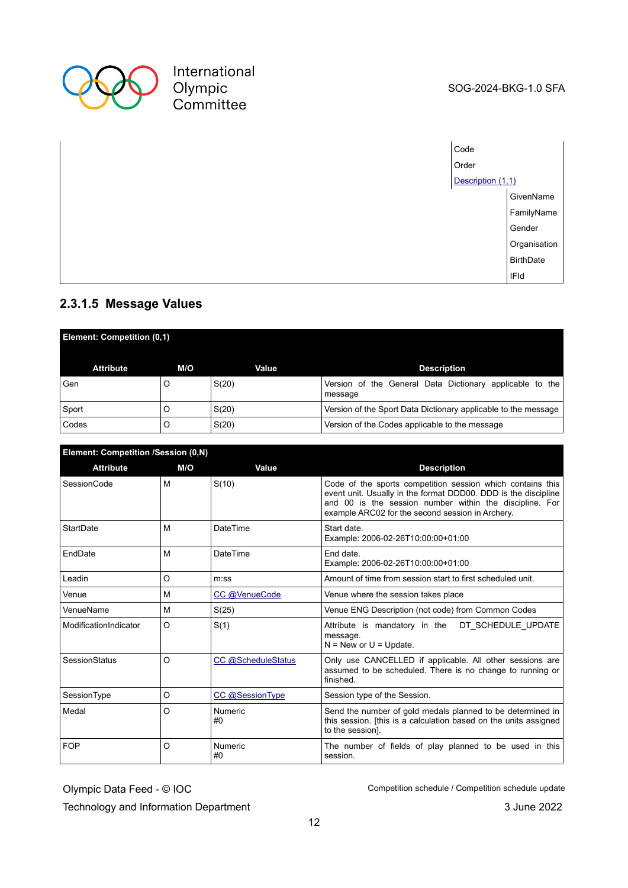| | | |
|---|---|---|
| | Code | |
| | Order | |
| | Description (1,1) | |
| | | GivenName |
| | | FamilyName |
| | | Gender |
| | | Organisation |
| | | BirthDate |
| | | IFId |

### 2.3.1.5 Message Values

| **Element: Competition (0,1)** | | | |
|---|---|---|---|
| **Attribute** | **M/O** | **Value** | **Description** |
| Gen | O | S(20) | Version of the General Data Dictionary applicable to the message |
| Sport | O | S(20) | Version of the Sport Data Dictionary applicable to the message |
| Codes | O | S(20) | Version of the Codes applicable to the message |

| **Element: Competition /Session (0,N)** | | | |
|---|---|---|---|
| **Attribute** | **M/O** | **Value** | **Description** |
| SessionCode | M | S(10) | Code of the sports competition session which contains this event unit. Usually in the format DDD00. DDD is the discipline and 00 is the session number within the discipline. For example ARC02 for the second session in Archery. |
| StartDate | M | DateTime | Start date.<br>Example: 2006-02-26T10:00:00+01:00 |
| EndDate | M | DateTime | End date.<br>Example: 2006-02-26T10:00:00+01:00 |
| Leadin | O | m:ss | Amount of time from session start to first scheduled unit. |
| Venue | M | CC @VenueCode | Venue where the session takes place |
| VenueName | M | S(25) | Venue ENG Description (not code) from Common Codes |
| ModificationIndicator | O | S(1) | Attribute is mandatory in the DT_SCHEDULE_UPDATE message.<br>N = New or U = Update. |
| SessionStatus | O | CC @ScheduleStatus | Only use CANCELLED if applicable. All other sessions are assumed to be scheduled. There is no change to running or finished. |
| SessionType | O | CC @SessionType | Session type of the Session. |
| Medal | O | Numeric<br>#0 | Send the number of gold medals planned to be determined in this session. [this is a calculation based on the units assigned to the session]. |
| FOP | O | Numeric<br>#0 | The number of fields of play planned to be used in this session. |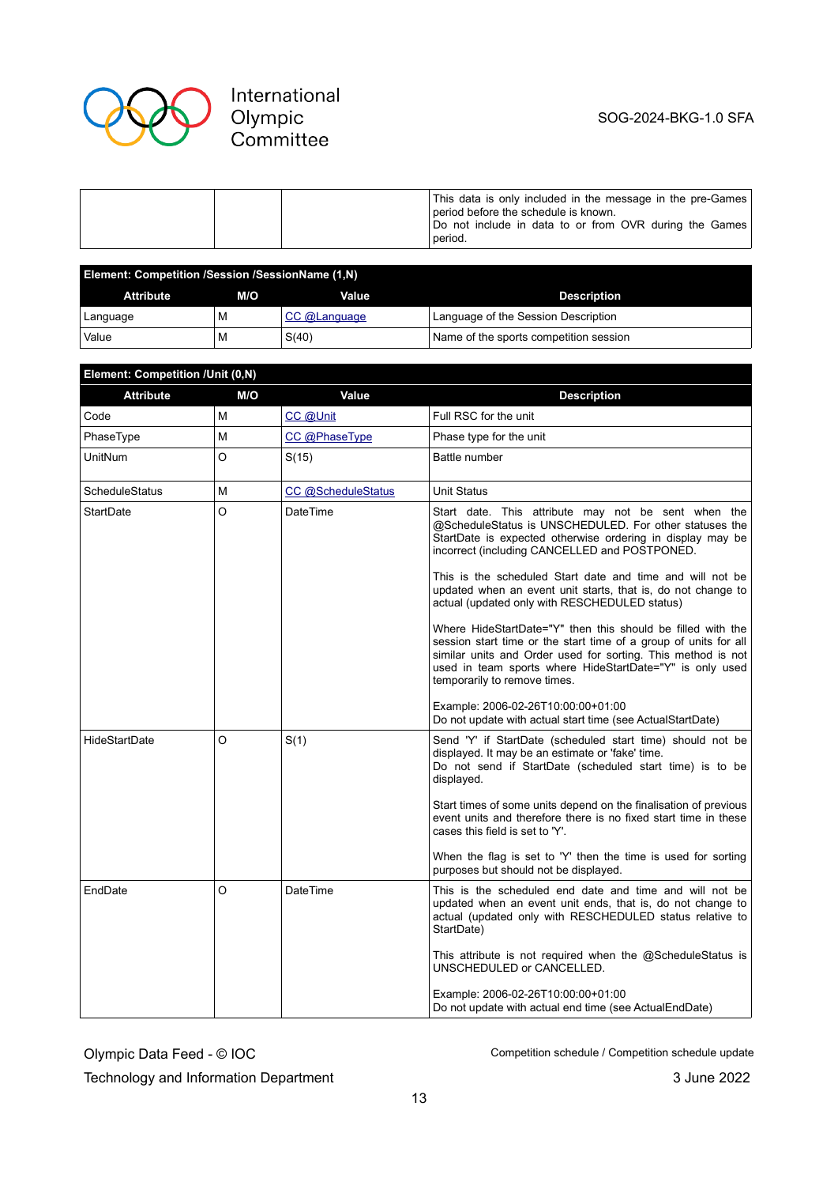| | | | This data is only included in the message in the pre-Games period before the schedule is known.<br>Do not include in data to or from OVR during the Games period. |
|---|---|---|---|

**Element: Competition /Session /SessionName (1,N)**

| Attribute | M/O | Value | Description |
|---|---|---|---|
| Language | M | CC @Language | Language of the Session Description |
| Value | M | S(40) | Name of the sports competition session |

**Element: Competition /Unit (0,N)**

| Attribute | M/O | Value | Description |
|---|---|---|---|
| Code | M | CC @Unit | Full RSC for the unit |
| PhaseType | M | CC @PhaseType | Phase type for the unit |
| UnitNum | O | S(15) | Battle number |
| ScheduleStatus | M | CC @ScheduleStatus | Unit Status |
| StartDate | O | DateTime | Start date. This attribute may not be sent when the @ScheduleStatus is UNSCHEDULED. For other statuses the StartDate is expected otherwise ordering in display may be incorrect (including CANCELLED and POSTPONED.<br><br>This is the scheduled Start date and time and will not be updated when an event unit starts, that is, do not change to actual (updated only with RESCHEDULED status)<br><br>Where HideStartDate="Y" then this should be filled with the session start time or the start time of a group of units for all similar units and Order used for sorting. This method is not used in team sports where HideStartDate="Y" is only used temporarily to remove times.<br><br>Example: 2006-02-26T10:00:00+01:00<br>Do not update with actual start time (see ActualStartDate) |
| HideStartDate | O | S(1) | Send 'Y' if StartDate (scheduled start time) should not be displayed. It may be an estimate or 'fake' time.<br>Do not send if StartDate (scheduled start time) is to be displayed.<br><br>Start times of some units depend on the finalisation of previous event units and therefore there is no fixed start time in these cases this field is set to 'Y'.<br><br>When the flag is set to 'Y' then the time is used for sorting purposes but should not be displayed. |
| EndDate | O | DateTime | This is the scheduled end date and time and will not be updated when an event unit ends, that is, do not change to actual (updated only with RESCHEDULED status relative to StartDate)<br><br>This attribute is not required when the @ScheduleStatus is UNSCHEDULED or CANCELLED.<br><br>Example: 2006-02-26T10:00:00+01:00<br>Do not update with actual end time (see ActualEndDate) |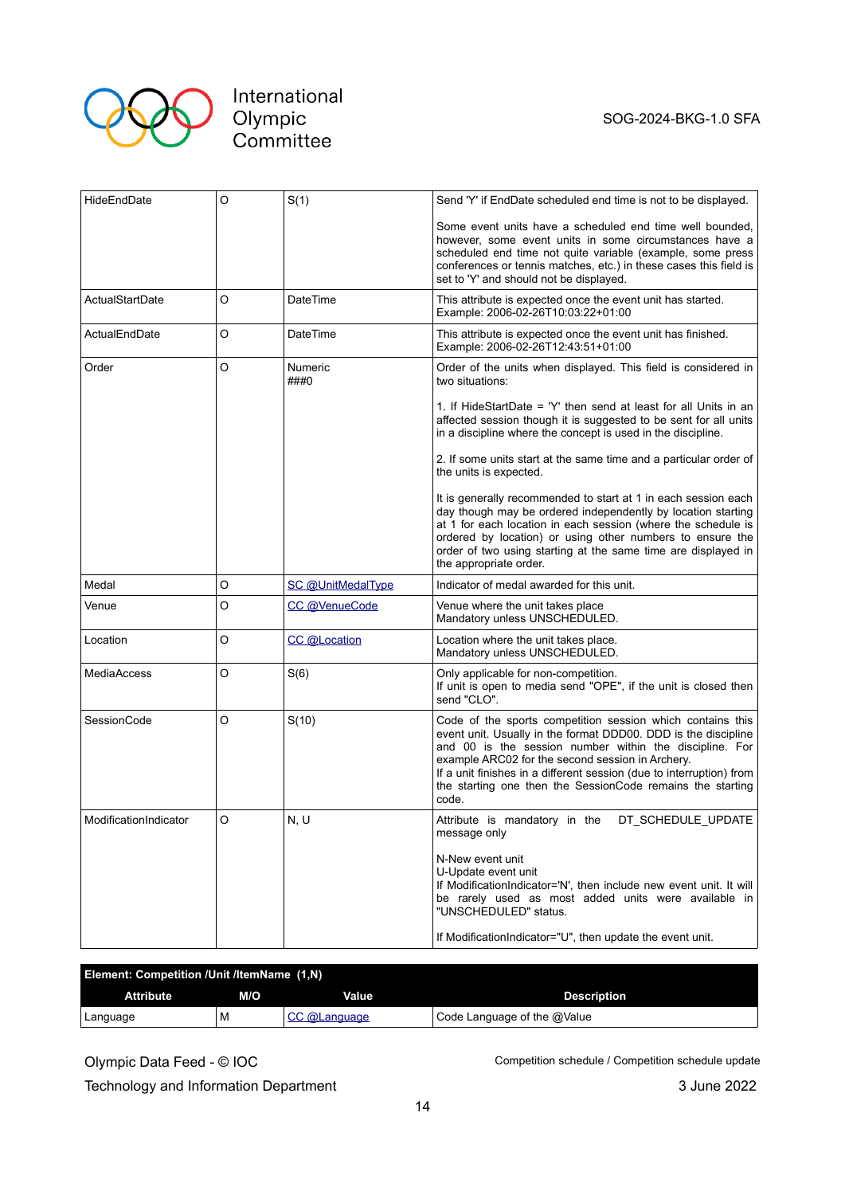| | | | |
|---|---|---|---|
| HideEndDate | O | S(1) | Send 'Y' if EndDate scheduled end time is not to be displayed.<br><br>Some event units have a scheduled end time well bounded, however, some event units in some circumstances have a scheduled end time not quite variable (example, some press conferences or tennis matches, etc.) in these cases this field is set to 'Y' and should not be displayed. |
| ActualStartDate | O | DateTime | This attribute is expected once the event unit has started.<br>Example: 2006-02-26T10:03:22+01:00 |
| ActualEndDate | O | DateTime | This attribute is expected once the event unit has finished.<br>Example: 2006-02-26T12:43:51+01:00 |
| Order | O | Numeric<br>###0 | Order of the units when displayed. This field is considered in two situations:<br><br>1. If HideStartDate = 'Y' then send at least for all Units in an affected session though it is suggested to be sent for all units in a discipline where the concept is used in the discipline.<br><br>2. If some units start at the same time and a particular order of the units is expected.<br><br>It is generally recommended to start at 1 in each session each day though may be ordered independently by location starting at 1 for each location in each session (where the schedule is ordered by location) or using other numbers to ensure the order of two using starting at the same time are displayed in the appropriate order. |
| Medal | O | SC @UnitMedalType | Indicator of medal awarded for this unit. |
| Venue | O | CC @VenueCode | Venue where the unit takes place<br>Mandatory unless UNSCHEDULED. |
| Location | O | CC @Location | Location where the unit takes place.<br>Mandatory unless UNSCHEDULED. |
| MediaAccess | O | S(6) | Only applicable for non-competition.<br>If unit is open to media send "OPE", if the unit is closed then send "CLO". |
| SessionCode | O | S(10) | Code of the sports competition session which contains this event unit. Usually in the format DDD00. DDD is the discipline and 00 is the session number within the discipline. For example ARC02 for the second session in Archery.<br>If a unit finishes in a different session (due to interruption) from the starting one then the SessionCode remains the starting code. |
| ModificationIndicator | O | N, U | Attribute is mandatory in the DT_SCHEDULE_UPDATE message only<br><br>N-New event unit<br>U-Update event unit<br>If ModificationIndicator='N', then include new event unit. It will be rarely used as most added units were available in "UNSCHEDULED" status.<br><br>If ModificationIndicator="U", then update the event unit. |

**Element: Competition /Unit /ItemName (1,N)**

| Attribute | M/O | Value | Description |
|---|---|---|---|
| Language | M | CC @Language | Code Language of the @Value |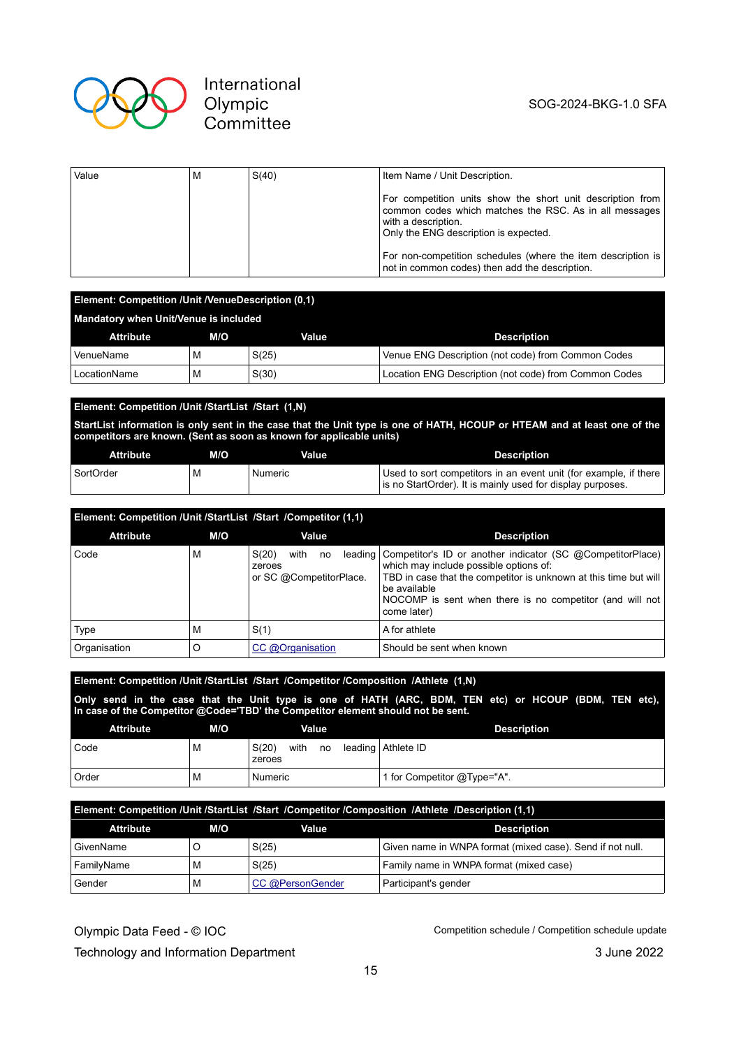| Value | M | S(40) | Item Name / Unit Description.<br><br>For competition units show the short unit description from common codes which matches the RSC. As in all messages with a description.<br>Only the ENG description is expected.<br><br>For non-competition schedules (where the item description is not in common codes) then add the description. |
|---|---|---|---|

**Element: Competition /Unit /VenueDescription (0,1)**

**Mandatory when Unit/Venue is included**

| Attribute | M/O | Value | Description |
|---|---|---|---|
| VenueName | M | S(25) | Venue ENG Description (not code) from Common Codes |
| LocationName | M | S(30) | Location ENG Description (not code) from Common Codes |

**Element: Competition /Unit /StartList /Start (1,N)**

**StartList information is only sent in the case that the Unit type is one of HATH, HCOUP or HTEAM and at least one of the competitors are known. (Sent as soon as known for applicable units)**

| Attribute | M/O | Value | Description |
|---|---|---|---|
| SortOrder | M | Numeric | Used to sort competitors in an event unit (for example, if there is no StartOrder). It is mainly used for display purposes. |

**Element: Competition /Unit /StartList /Start /Competitor (1,1)**

| Attribute | M/O | Value | Description |
|---|---|---|---|
| Code | M | S(20) with no leading zeroes<br>or SC @CompetitorPlace. | Competitor's ID or another indicator (SC @CompetitorPlace) which may include possible options of:<br>TBD in case that the competitor is unknown at this time but will be available<br>NOCOMP is sent when there is no competitor (and will not come later) |
| Type | M | S(1) | A for athlete |
| Organisation | O | CC @Organisation | Should be sent when known |

**Element: Competition /Unit /StartList /Start /Competitor /Composition /Athlete (1,N)**

**Only send in the case that the Unit type is one of HATH (ARC, BDM, TEN etc) or HCOUP (BDM, TEN etc), In case of the Competitor @Code='TBD' the Competitor element should not be sent.**

| Attribute | M/O | Value | Description |
|---|---|---|---|
| Code | M | S(20) with no leading zeroes | Athlete ID |
| Order | M | Numeric | 1 for Competitor @Type="A". |

**Element: Competition /Unit /StartList /Start /Competitor /Composition /Athlete /Description (1,1)**

| Attribute | M/O | Value | Description |
|---|---|---|---|
| GivenName | O | S(25) | Given name in WNPA format (mixed case). Send if not null. |
| FamilyName | M | S(25) | Family name in WNPA format (mixed case) |
| Gender | M | CC @PersonGender | Participant's gender |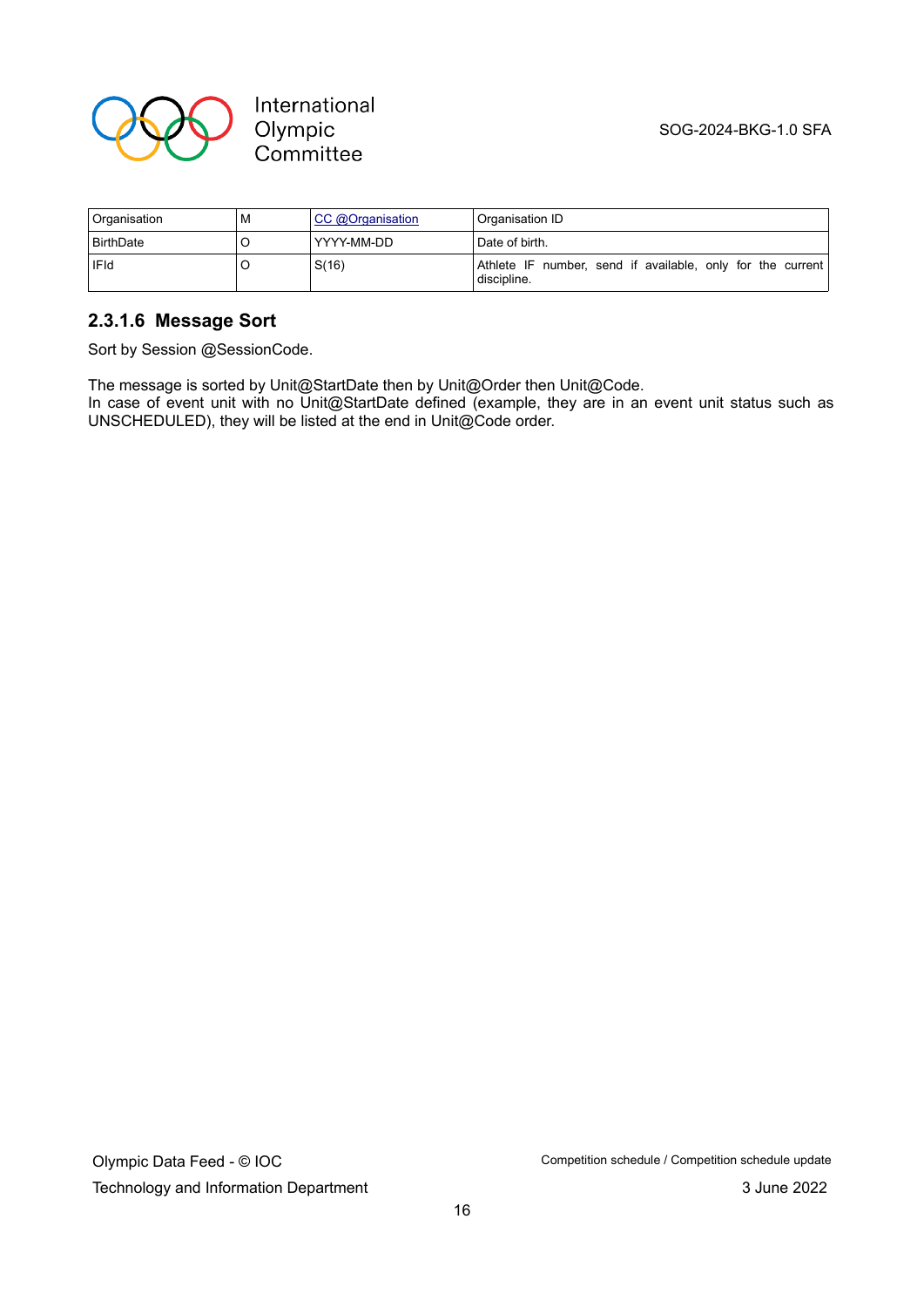| Organisation | M | CC @Organisation | Organisation ID |
|---|---|---|---|
| BirthDate | O | YYYY-MM-DD | Date of birth. |
| IFId | O | S(16) | Athlete IF number, send if available, only for the current discipline. |

### 2.3.1.6 Message Sort

Sort by Session @SessionCode.

The message is sorted by Unit@StartDate then by Unit@Order then Unit@Code.
In case of event unit with no Unit@StartDate defined (example, they are in an event unit status such as UNSCHEDULED), they will be listed at the end in Unit@Code order.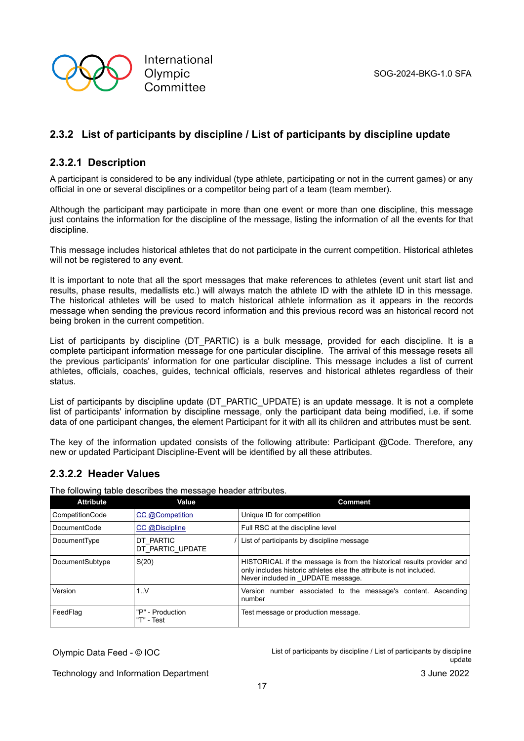### 2.3.2 List of participants by discipline / List of participants by discipline update

#### 2.3.2.1 Description

A participant is considered to be any individual (type athlete, participating or not in the current games) or any official in one or several disciplines or a competitor being part of a team (team member).

Although the participant may participate in more than one event or more than one discipline, this message just contains the information for the discipline of the message, listing the information of all the events for that discipline.

This message includes historical athletes that do not participate in the current competition. Historical athletes will not be registered to any event.

It is important to note that all the sport messages that make references to athletes (event unit start list and results, phase results, medallists etc.) will always match the athlete ID with the athlete ID in this message. The historical athletes will be used to match historical athlete information as it appears in the records message when sending the previous record information and this previous record was an historical record not being broken in the current competition.

List of participants by discipline (DT_PARTIC) is a bulk message, provided for each discipline. It is a complete participant information message for one particular discipline. The arrival of this message resets all the previous participants' information for one particular discipline. This message includes a list of current athletes, officials, coaches, guides, technical officials, reserves and historical athletes regardless of their status.

List of participants by discipline update (DT_PARTIC_UPDATE) is an update message. It is not a complete list of participants' information by discipline message, only the participant data being modified, i.e. if some data of one participant changes, the element Participant for it with all its children and attributes must be sent.

The key of the information updated consists of the following attribute: Participant @Code. Therefore, any new or updated Participant Discipline-Event will be identified by all these attributes.

#### 2.3.2.2 Header Values

The following table describes the message header attributes.

| Attribute | Value | Comment |
|---|---|---|
| CompetitionCode | CC @Competition | Unique ID for competition |
| DocumentCode | CC @Discipline | Full RSC at the discipline level |
| DocumentType | DT_PARTIC / DT_PARTIC_UPDATE | List of participants by discipline message |
| DocumentSubtype | S(20) | HISTORICAL if the message is from the historical results provider and only includes historic athletes else the attribute is not included. Never included in _UPDATE message. |
| Version | 1..V | Version number associated to the message's content. Ascending number |
| FeedFlag | "P" - Production "T" - Test | Test message or production message. |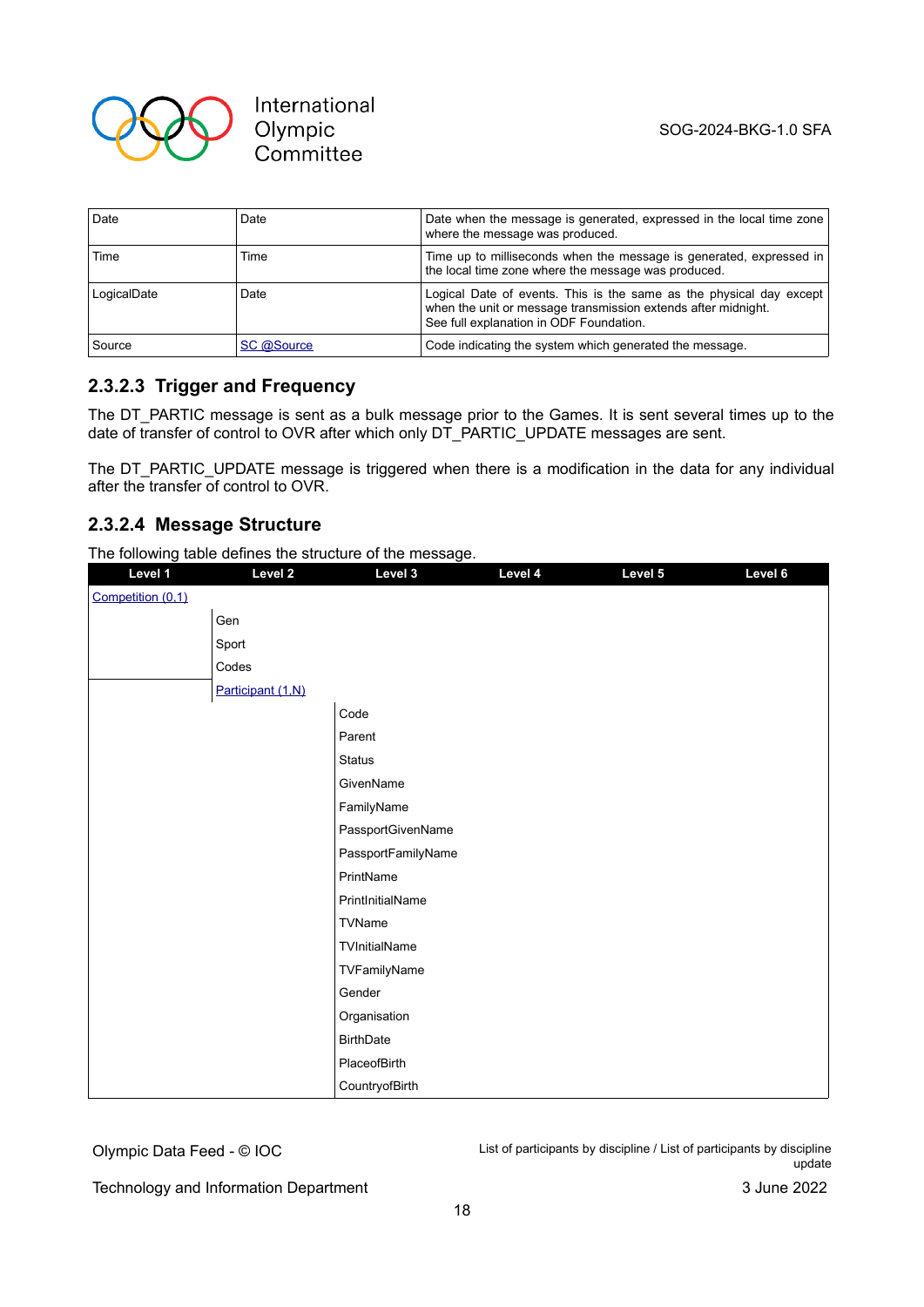| Date | Date | Date when the message is generated, expressed in the local time zone where the message was produced. |
|---|---|---|
| Time | Time | Time up to milliseconds when the message is generated, expressed in the local time zone where the message was produced. |
| LogicalDate | Date | Logical Date of events. This is the same as the physical day except when the unit or message transmission extends after midnight. See full explanation in ODF Foundation. |
| Source | SC @Source | Code indicating the system which generated the message. |

### 2.3.2.3 Trigger and Frequency

The DT_PARTIC message is sent as a bulk message prior to the Games. It is sent several times up to the date of transfer of control to OVR after which only DT_PARTIC_UPDATE messages are sent.

The DT_PARTIC_UPDATE message is triggered when there is a modification in the data for any individual after the transfer of control to OVR.

### 2.3.2.4 Message Structure

The following table defines the structure of the message.

| Level 1 | Level 2 | Level 3 | Level 4 | Level 5 | Level 6 |
|---|---|---|---|---|---|
| Competition (0,1) | | | | | |
| | Gen | | | | |
| | Sport | | | | |
| | Codes | | | | |
| | Participant (1,N) | | | | |
| | | Code | | | |
| | | Parent | | | |
| | | Status | | | |
| | | GivenName | | | |
| | | FamilyName | | | |
| | | PassportGivenName | | | |
| | | PassportFamilyName | | | |
| | | PrintName | | | |
| | | PrintInitialName | | | |
| | | TVName | | | |
| | | TVInitialName | | | |
| | | TVFamilyName | | | |
| | | Gender | | | |
| | | Organisation | | | |
| | | BirthDate | | | |
| | | PlaceofBirth | | | |
| | | CountryofBirth | | | |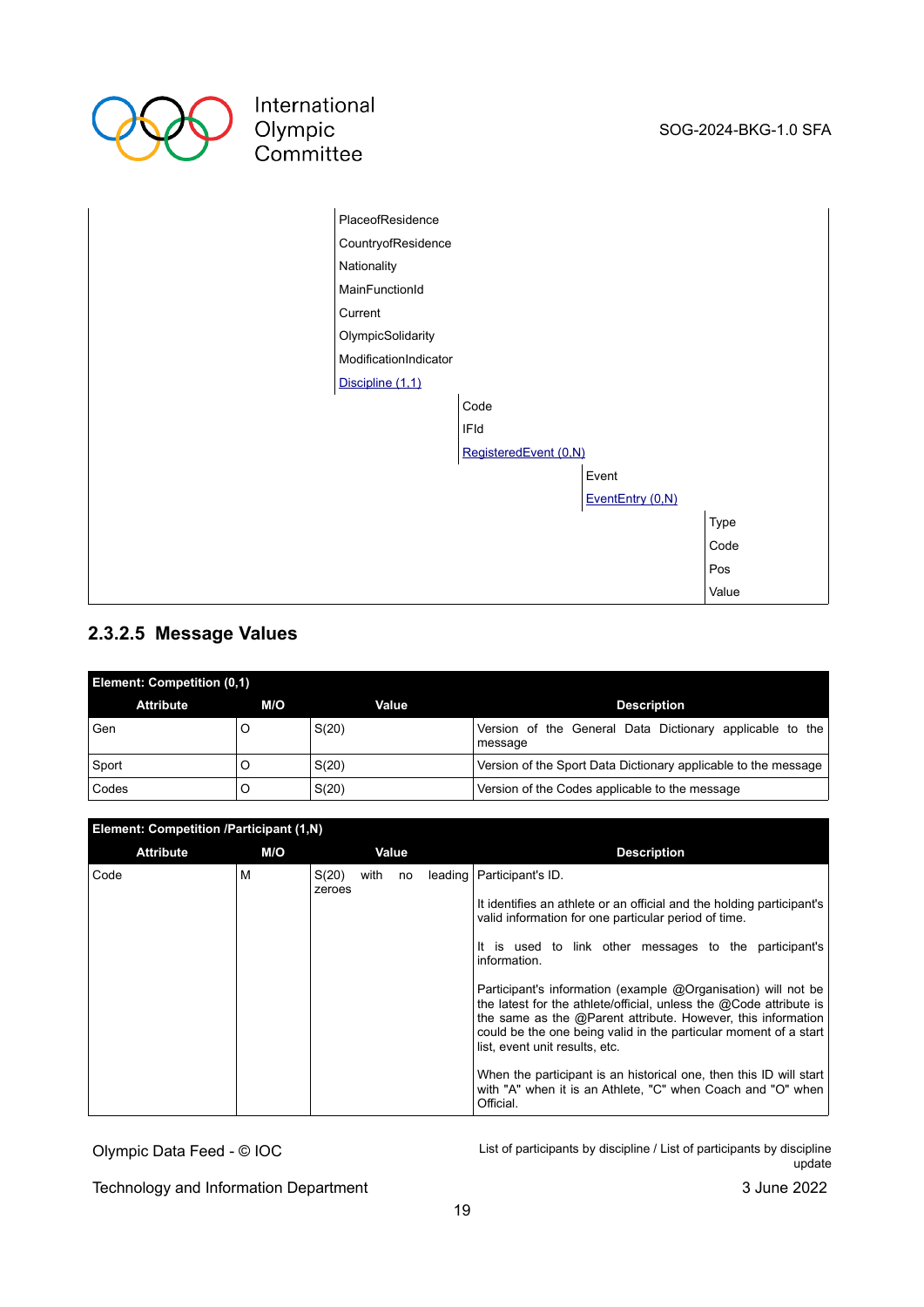| | | | | |
|---|---|---|---|---|
| | PlaceofResidence | | | |
| | CountryofResidence | | | |
| | Nationality | | | |
| | MainFunctionId | | | |
| | Current | | | |
| | OlympicSolidarity | | | |
| | ModificationIndicator | | | |
| | Discipline (1,1) | | | |
| | | Code | | |
| | | IFId | | |
| | | RegisteredEvent (0,N) | | |
| | | | Event | |
| | | | EventEntry (0,N) | |
| | | | | Type |
| | | | | Code |
| | | | | Pos |
| | | | | Value |

### 2.3.2.5 Message Values

| **Element: Competition (0,1)** | | | |
|---|---|---|---|
| **Attribute** | **M/O** | **Value** | **Description** |
| Gen | O | S(20) | Version of the General Data Dictionary applicable to the message |
| Sport | O | S(20) | Version of the Sport Data Dictionary applicable to the message |
| Codes | O | S(20) | Version of the Codes applicable to the message |

| **Element: Competition /Participant (1,N)** | | | |
|---|---|---|---|
| **Attribute** | **M/O** | **Value** | **Description** |
| Code | M | S(20) with no leading zeroes | Participant's ID.<br><br>It identifies an athlete or an official and the holding participant's valid information for one particular period of time.<br><br>It is used to link other messages to the participant's information.<br><br>Participant's information (example @Organisation) will not be the latest for the athlete/official, unless the @Code attribute is the same as the @Parent attribute. However, this information could be the one being valid in the particular moment of a start list, event unit results, etc.<br><br>When the participant is an historical one, then this ID will start with "A" when it is an Athlete, "C" when Coach and "O" when Official. |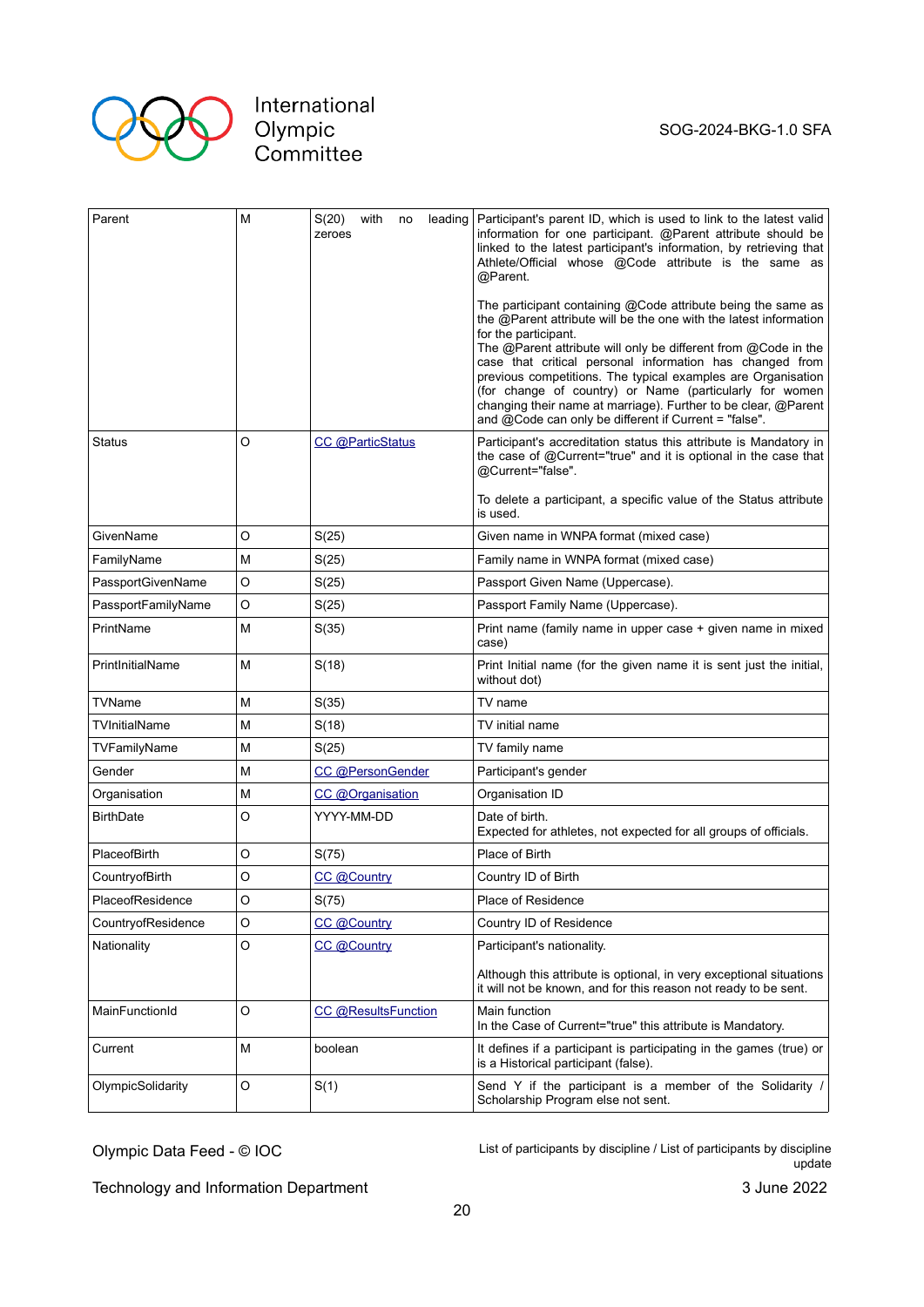| | | | |
|---|---|---|---|
| Parent | M | S(20) with no leading zeroes | Participant's parent ID, which is used to link to the latest valid information for one participant. @Parent attribute should be linked to the latest participant's information, by retrieving that Athlete/Official whose @Code attribute is the same as @Parent.<br><br>The participant containing @Code attribute being the same as the @Parent attribute will be the one with the latest information for the participant.<br>The @Parent attribute will only be different from @Code in the case that critical personal information has changed from previous competitions. The typical examples are Organisation (for change of country) or Name (particularly for women changing their name at marriage). Further to be clear, @Parent and @Code can only be different if Current = "false". |
| Status | O | CC @ParticStatus | Participant's accreditation status this attribute is Mandatory in the case of @Current="true" and it is optional in the case that @Current="false".<br><br>To delete a participant, a specific value of the Status attribute is used. |
| GivenName | O | S(25) | Given name in WNPA format (mixed case) |
| FamilyName | M | S(25) | Family name in WNPA format (mixed case) |
| PassportGivenName | O | S(25) | Passport Given Name (Uppercase). |
| PassportFamilyName | O | S(25) | Passport Family Name (Uppercase). |
| PrintName | M | S(35) | Print name (family name in upper case + given name in mixed case) |
| PrintInitialName | M | S(18) | Print Initial name (for the given name it is sent just the initial, without dot) |
| TVName | M | S(35) | TV name |
| TVInitialName | M | S(18) | TV initial name |
| TVFamilyName | M | S(25) | TV family name |
| Gender | M | CC @PersonGender | Participant's gender |
| Organisation | M | CC @Organisation | Organisation ID |
| BirthDate | O | YYYY-MM-DD | Date of birth.<br>Expected for athletes, not expected for all groups of officials. |
| PlaceofBirth | O | S(75) | Place of Birth |
| CountryofBirth | O | CC @Country | Country ID of Birth |
| PlaceofResidence | O | S(75) | Place of Residence |
| CountryofResidence | O | CC @Country | Country ID of Residence |
| Nationality | O | CC @Country | Participant's nationality.<br><br>Although this attribute is optional, in very exceptional situations it will not be known, and for this reason not ready to be sent. |
| MainFunctionId | O | CC @ResultsFunction | Main function<br>In the Case of Current="true" this attribute is Mandatory. |
| Current | M | boolean | It defines if a participant is participating in the games (true) or is a Historical participant (false). |
| OlympicSolidarity | O | S(1) | Send Y if the participant is a member of the Solidarity / Scholarship Program else not sent. |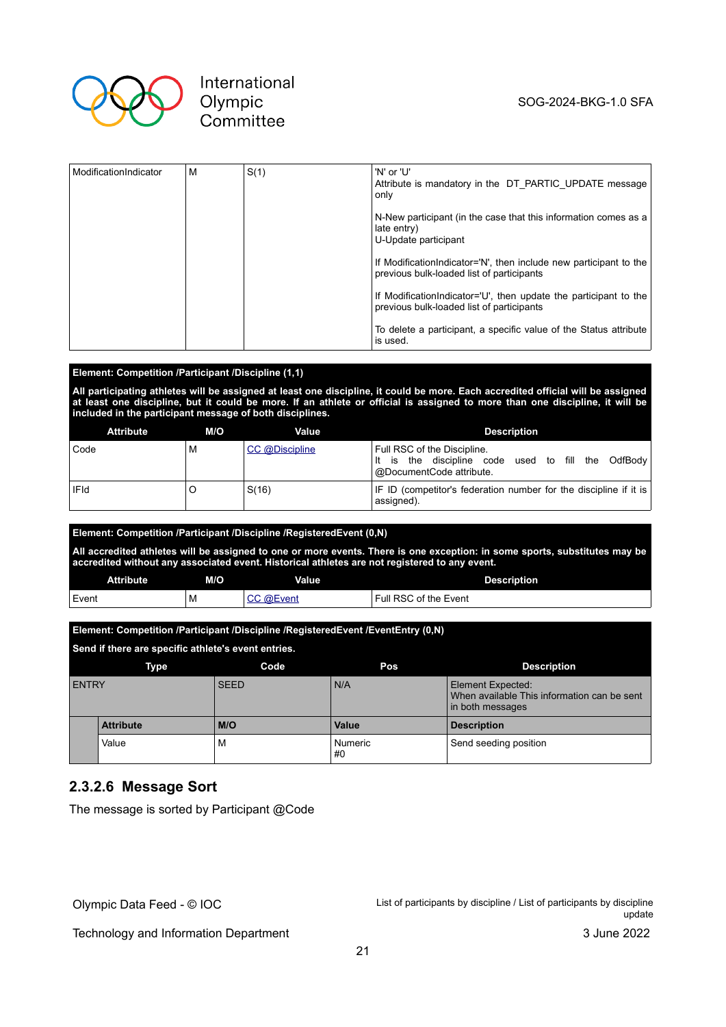| | | | |
|---|---|---|---|
| ModificationIndicator | M | S(1) | 'N' or 'U'<br>Attribute is mandatory in the DT_PARTIC_UPDATE message only<br><br>N-New participant (in the case that this information comes as a late entry)<br>U-Update participant<br><br>If ModificationIndicator='N', then include new participant to the previous bulk-loaded list of participants<br><br>If ModificationIndicator='U', then update the participant to the previous bulk-loaded list of participants<br><br>To delete a participant, a specific value of the Status attribute is used. |

**Element: Competition /Participant /Discipline (1,1)**

**All participating athletes will be assigned at least one discipline, it could be more. Each accredited official will be assigned at least one discipline, but it could be more. If an athlete or official is assigned to more than one discipline, it will be included in the participant message of both disciplines.**

| Attribute | M/O | Value | Description |
|---|---|---|---|
| Code | M | CC @Discipline | Full RSC of the Discipline.<br>It is the discipline code used to fill the OdfBody @DocumentCode attribute. |
| IFId | O | S(16) | IF ID (competitor's federation number for the discipline if it is assigned). |

**Element: Competition /Participant /Discipline /RegisteredEvent (0,N)**

**All accredited athletes will be assigned to one or more events. There is one exception: in some sports, substitutes may be accredited without any associated event. Historical athletes are not registered to any event.**

| Attribute | M/O | Value | Description |
|---|---|---|---|
| Event | M | CC @Event | Full RSC of the Event |

**Element: Competition /Participant /Discipline /RegisteredEvent /EventEntry (0,N)**

**Send if there are specific athlete's event entries.**

| Type | Code | Pos | Description |
|---|---|---|---|
| ENTRY | SEED | N/A | Element Expected:<br>When available This information can be sent in both messages |
| **Attribute** | **M/O** | **Value** | **Description** |
| Value | M | Numeric<br>#0 | Send seeding position |

### 2.3.2.6 Message Sort

The message is sorted by Participant @Code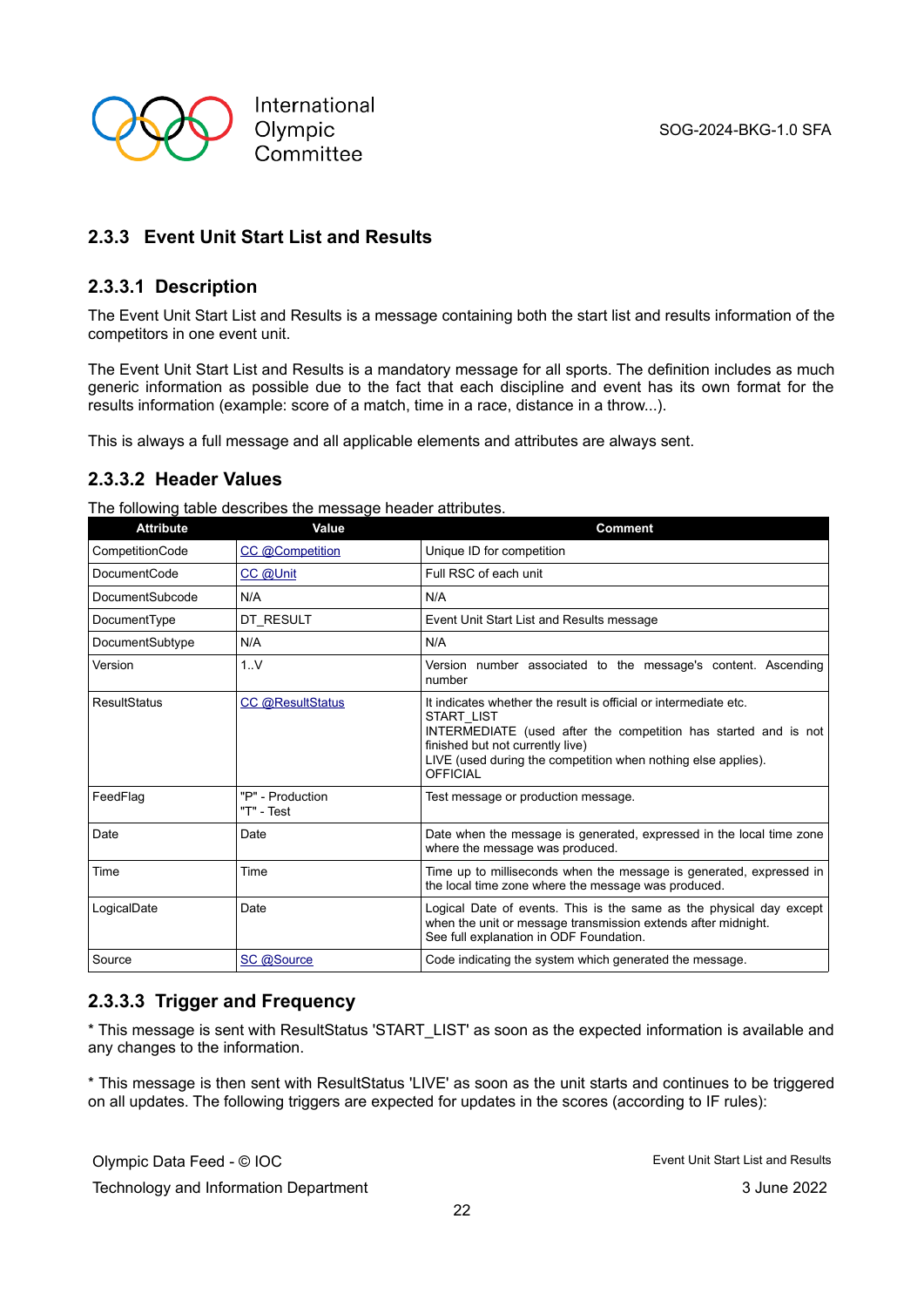### 2.3.3 Event Unit Start List and Results

#### 2.3.3.1 Description

The Event Unit Start List and Results is a message containing both the start list and results information of the competitors in one event unit.

The Event Unit Start List and Results is a mandatory message for all sports. The definition includes as much generic information as possible due to the fact that each discipline and event has its own format for the results information (example: score of a match, time in a race, distance in a throw...).

This is always a full message and all applicable elements and attributes are always sent.

#### 2.3.3.2 Header Values

The following table describes the message header attributes.

| Attribute | Value | Comment |
|---|---|---|
| CompetitionCode | CC @Competition | Unique ID for competition |
| DocumentCode | CC @Unit | Full RSC of each unit |
| DocumentSubcode | N/A | N/A |
| DocumentType | DT_RESULT | Event Unit Start List and Results message |
| DocumentSubtype | N/A | N/A |
| Version | 1..V | Version number associated to the message's content. Ascending number |
| ResultStatus | CC @ResultStatus | It indicates whether the result is official or intermediate etc.<br>START_LIST<br>INTERMEDIATE (used after the competition has started and is not finished but not currently live)<br>LIVE (used during the competition when nothing else applies).<br>OFFICIAL |
| FeedFlag | "P" - Production<br>"T" - Test | Test message or production message. |
| Date | Date | Date when the message is generated, expressed in the local time zone where the message was produced. |
| Time | Time | Time up to milliseconds when the message is generated, expressed in the local time zone where the message was produced. |
| LogicalDate | Date | Logical Date of events. This is the same as the physical day except when the unit or message transmission extends after midnight.<br>See full explanation in ODF Foundation. |
| Source | SC @Source | Code indicating the system which generated the message. |

#### 2.3.3.3 Trigger and Frequency

* This message is sent with ResultStatus 'START_LIST' as soon as the expected information is available and any changes to the information.

* This message is then sent with ResultStatus 'LIVE' as soon as the unit starts and continues to be triggered on all updates. The following triggers are expected for updates in the scores (according to IF rules):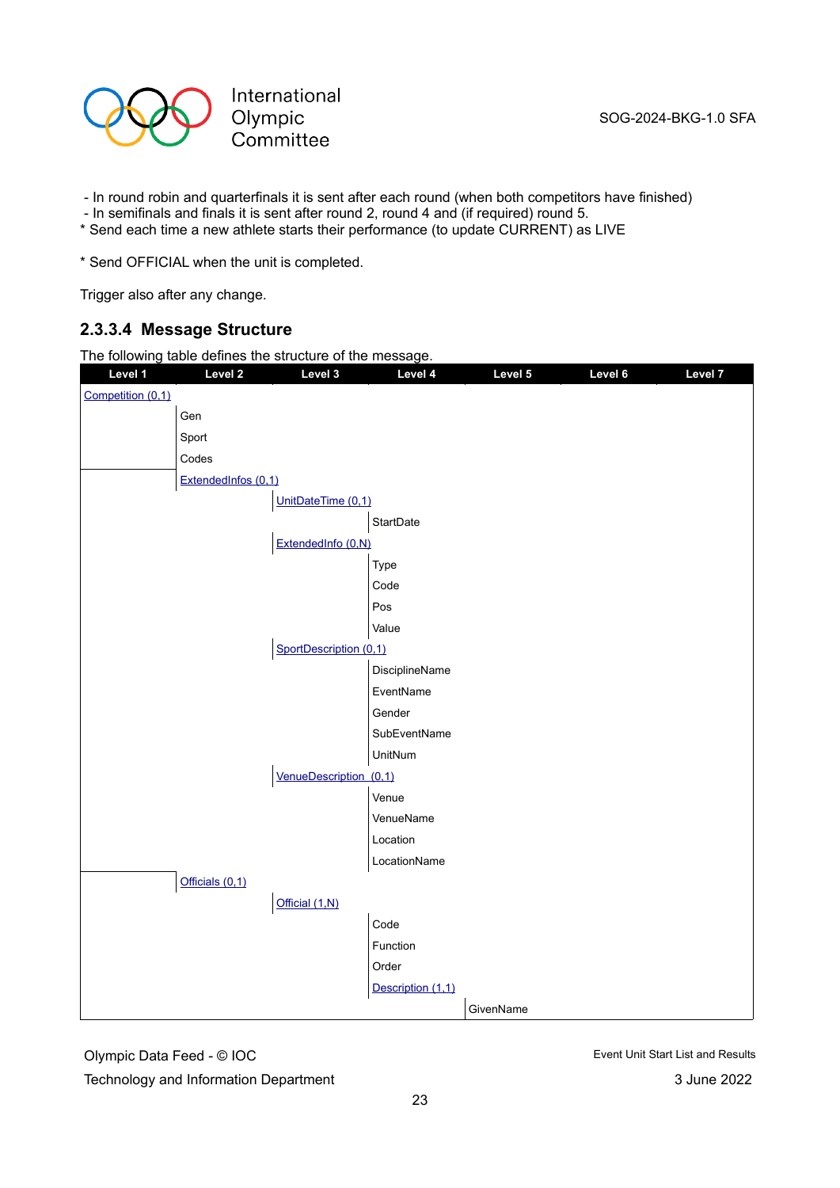- In round robin and quarterfinals it is sent after each round (when both competitors have finished)
- In semifinals and finals it is sent after round 2, round 4 and (if required) round 5.

* Send each time a new athlete starts their performance (to update CURRENT) as LIVE

* Send OFFICIAL when the unit is completed.

Trigger also after any change.

### 2.3.3.4 Message Structure

The following table defines the structure of the message.

| Level 1 | Level 2 | Level 3 | Level 4 | Level 5 | Level 6 | Level 7 |
|---|---|---|---|---|---|---|
| Competition (0,1) | | | | | | |
| | Gen | | | | | |
| | Sport | | | | | |
| | Codes | | | | | |
| | ExtendedInfos (0,1) | | | | | |
| | | UnitDateTime (0,1) | | | | |
| | | | StartDate | | | |
| | | ExtendedInfo (0,N) | | | | |
| | | | Type | | | |
| | | | Code | | | |
| | | | Pos | | | |
| | | | Value | | | |
| | | SportDescription (0,1) | | | | |
| | | | DisciplineName | | | |
| | | | EventName | | | |
| | | | Gender | | | |
| | | | SubEventName | | | |
| | | | UnitNum | | | |
| | | VenueDescription (0,1) | | | | |
| | | | Venue | | | |
| | | | VenueName | | | |
| | | | Location | | | |
| | | | LocationName | | | |
| | Officials (0,1) | | | | | |
| | | Official (1,N) | | | | |
| | | | Code | | | |
| | | | Function | | | |
| | | | Order | | | |
| | | | Description (1,1) | | | |
| | | | | GivenName | | |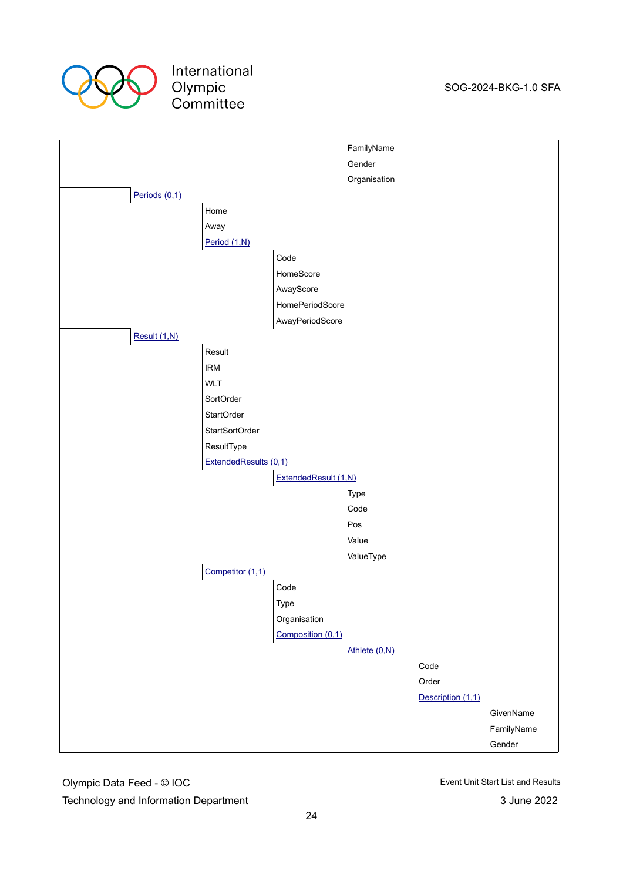- FamilyName
- Gender
- Organisation

- Periods (0,1)
  - Home
  - Away
  - Period (1,N)
    - Code
    - HomeScore
    - AwayScore
    - HomePeriodScore
    - AwayPeriodScore
- Result (1,N)
  - Result
  - IRM
  - WLT
  - SortOrder
  - StartOrder
  - StartSortOrder
  - ResultType
  - ExtendedResults (0,1)
    - ExtendedResult (1,N)
      - Type
      - Code
      - Pos
      - Value
      - ValueType
  - Competitor (1,1)
    - Code
    - Type
    - Organisation
    - Composition (0,1)
      - Athlete (0,N)
        - Code
        - Order
        - Description (1,1)
          - GivenName
          - FamilyName
          - Gender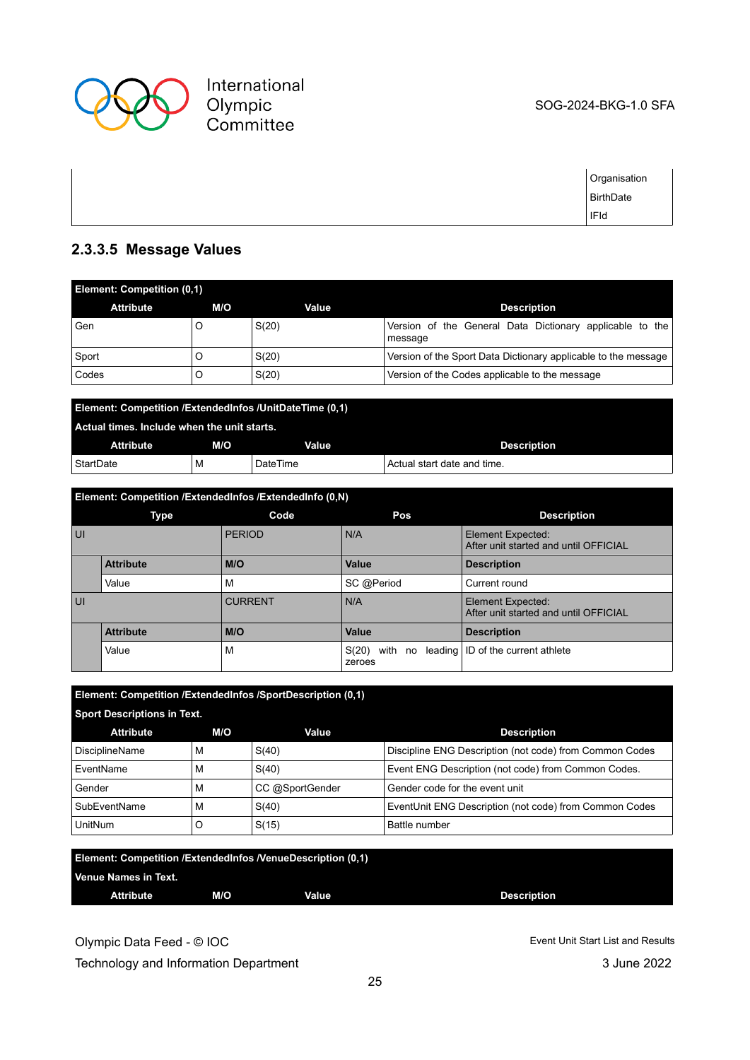| | |
|---|---|
| | Organisation |
| | BirthDate |
| | IFId |

### 2.3.3.5 Message Values

| Element: Competition (0,1) | | | |
|---|---|---|---|
| **Attribute** | **M/O** | **Value** | **Description** |
| Gen | O | S(20) | Version of the General Data Dictionary applicable to the message |
| Sport | O | S(20) | Version of the Sport Data Dictionary applicable to the message |
| Codes | O | S(20) | Version of the Codes applicable to the message |

| Element: Competition /ExtendedInfos /UnitDateTime (0,1) Actual times. Include when the unit starts. | | | |
|---|---|---|---|
| **Attribute** | **M/O** | **Value** | **Description** |
| StartDate | M | DateTime | Actual start date and time. |

| Element: Competition /ExtendedInfos /ExtendedInfo (0,N) | | | | |
|---|---|---|---|---|
| **Type** | | **Code** | **Pos** | **Description** |
| UI | | PERIOD | N/A | Element Expected: After unit started and until OFFICIAL |
| | **Attribute** | **M/O** | **Value** | **Description** |
| | Value | M | SC @Period | Current round |
| UI | | CURRENT | N/A | Element Expected: After unit started and until OFFICIAL |
| | **Attribute** | **M/O** | **Value** | **Description** |
| | Value | M | S(20) with no leading zeroes | ID of the current athlete |

| Element: Competition /ExtendedInfos /SportDescription (0,1) Sport Descriptions in Text. | | | |
|---|---|---|---|
| **Attribute** | **M/O** | **Value** | **Description** |
| DisciplineName | M | S(40) | Discipline ENG Description (not code) from Common Codes |
| EventName | M | S(40) | Event ENG Description (not code) from Common Codes. |
| Gender | M | CC @SportGender | Gender code for the event unit |
| SubEventName | M | S(40) | EventUnit ENG Description (not code) from Common Codes |
| UnitNum | O | S(15) | Battle number |

| Element: Competition /ExtendedInfos /VenueDescription (0,1) Venue Names in Text. | | | |
|---|---|---|---|
| **Attribute** | **M/O** | **Value** | **Description** |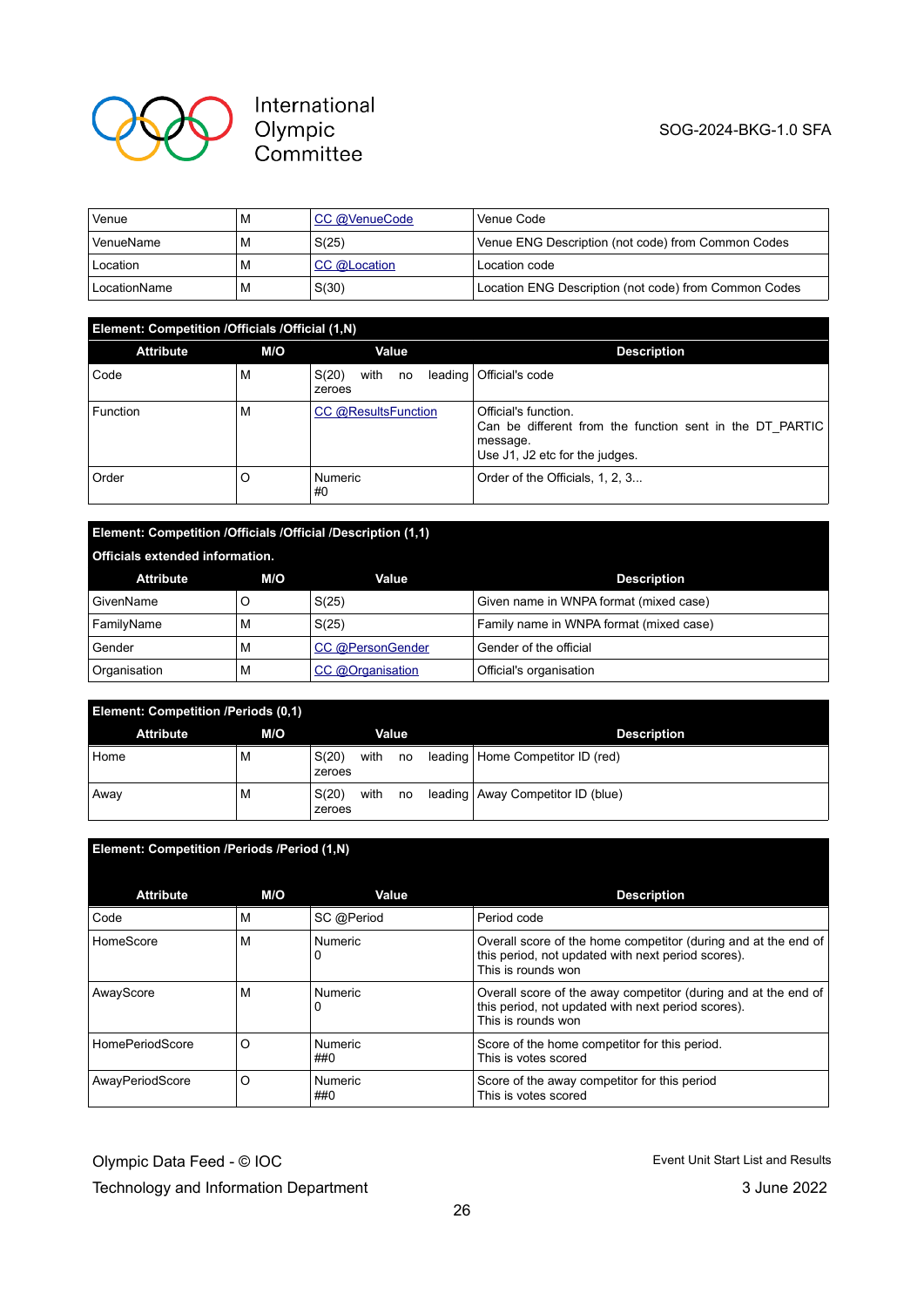| Venue | M | CC @VenueCode | Venue Code |
|---|---|---|---|
| VenueName | M | S(25) | Venue ENG Description (not code) from Common Codes |
| Location | M | CC @Location | Location code |
| LocationName | M | S(30) | Location ENG Description (not code) from Common Codes |

**Element: Competition /Officials /Official (1,N)**

| Attribute | M/O | Value | Description |
|---|---|---|---|
| Code | M | S(20) with no leading zeroes | Official's code |
| Function | M | CC @ResultsFunction | Official's function.<br>Can be different from the function sent in the DT_PARTIC message.<br>Use J1, J2 etc for the judges. |
| Order | O | Numeric<br>#0 | Order of the Officials, 1, 2, 3... |

**Element: Competition /Officials /Official /Description (1,1)**

**Officials extended information.**

| Attribute | M/O | Value | Description |
|---|---|---|---|
| GivenName | O | S(25) | Given name in WNPA format (mixed case) |
| FamilyName | M | S(25) | Family name in WNPA format (mixed case) |
| Gender | M | CC @PersonGender | Gender of the official |
| Organisation | M | CC @Organisation | Official's organisation |

**Element: Competition /Periods (0,1)**

| Attribute | M/O | Value | Description |
|---|---|---|---|
| Home | M | S(20) with no leading zeroes | Home Competitor ID (red) |
| Away | M | S(20) with no leading zeroes | Away Competitor ID (blue) |

**Element: Competition /Periods /Period (1,N)**

| Attribute | M/O | Value | Description |
|---|---|---|---|
| Code | M | SC @Period | Period code |
| HomeScore | M | Numeric<br>0 | Overall score of the home competitor (during and at the end of this period, not updated with next period scores).<br>This is rounds won |
| AwayScore | M | Numeric<br>0 | Overall score of the away competitor (during and at the end of this period, not updated with next period scores).<br>This is rounds won |
| HomePeriodScore | O | Numeric<br>##0 | Score of the home competitor for this period.<br>This is votes scored |
| AwayPeriodScore | O | Numeric<br>##0 | Score of the away competitor for this period<br>This is votes scored |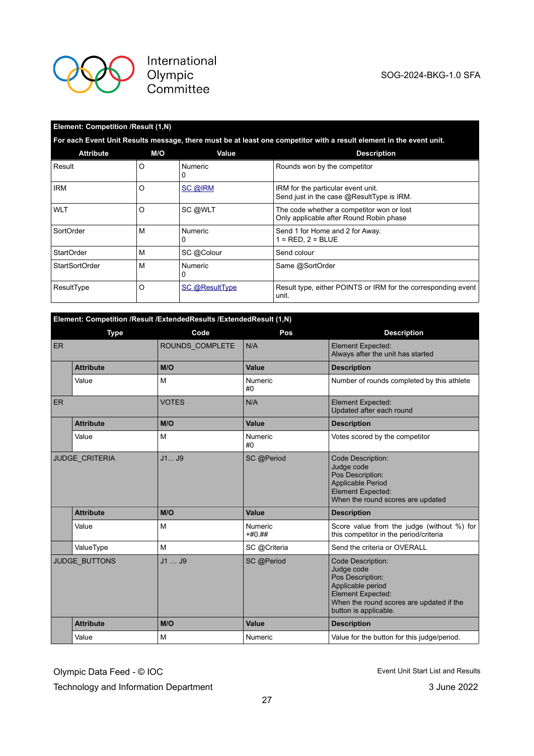| Element: Competition /Result (1,N) | | | |
|---|---|---|---|
| For each Event Unit Results message, there must be at least one competitor with a result element in the event unit. | | | |
| **Attribute** | **M/O** | **Value** | **Description** |
| Result | O | Numeric<br>0 | Rounds won by the competitor |
| IRM | O | SC @IRM | IRM for the particular event unit.<br>Send just in the case @ResultType is IRM. |
| WLT | O | SC @WLT | The code whether a competitor won or lost<br>Only applicable after Round Robin phase |
| SortOrder | M | Numeric<br>0 | Send 1 for Home and 2 for Away.<br>1 = RED, 2 = BLUE |
| StartOrder | M | SC @Colour | Send colour |
| StartSortOrder | M | Numeric<br>0 | Same @SortOrder |
| ResultType | O | SC @ResultType | Result type, either POINTS or IRM for the corresponding event unit. |

| Element: Competition /Result /ExtendedResults /ExtendedResult (1,N) | | | | |
|---|---|---|---|---|
| **Type** | | **Code** | **Pos** | **Description** |
| ER | | ROUNDS_COMPLETE | N/A | Element Expected:<br>Always after the unit has started |
| | **Attribute** | **M/O** | **Value** | **Description** |
| | Value | M | Numeric<br>#0 | Number of rounds completed by this athlete |
| ER | | VOTES | N/A | Element Expected:<br>Updated after each round |
| | **Attribute** | **M/O** | **Value** | **Description** |
| | Value | M | Numeric<br>#0 | Votes scored by the competitor |
| JUDGE_CRITERIA | | J1... J9 | SC @Period | Code Description:<br>Judge code<br>Pos Description:<br>Applicable Period<br>Element Expected:<br>When the round scores are updated |
| | **Attribute** | **M/O** | **Value** | **Description** |
| | Value | M | Numeric<br>+#0.## | Score value from the judge (without %) for this competitor in the period/criteria |
| | ValueType | M | SC @Criteria | Send the criteria or OVERALL |
| JUDGE_BUTTONS | | J1 … J9 | SC @Period | Code Description:<br>Judge code<br>Pos Description:<br>Applicable period<br>Element Expected:<br>When the round scores are updated if the button is applicable. |
| | **Attribute** | **M/O** | **Value** | **Description** |
| | Value | M | Numeric | Value for the button for this judge/period. |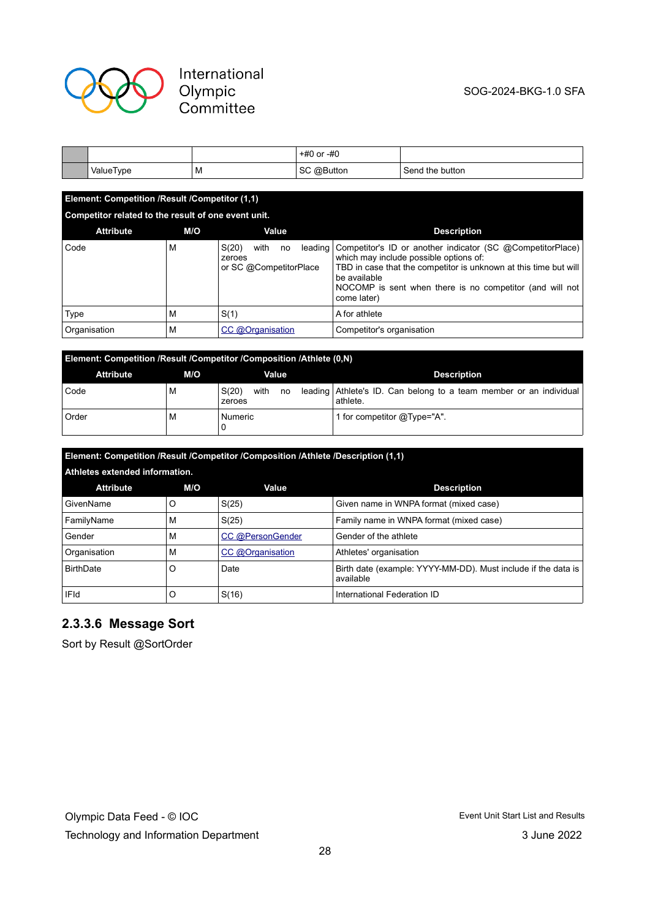| | | | | |
|---|---|---|---|---|
| | | | +#0 or -#0 | |
| | ValueType | M | SC @Button | Send the button |

**Element: Competition /Result /Competitor (1,1)**

**Competitor related to the result of one event unit.**

| Attribute | M/O | Value | Description |
|---|---|---|---|
| Code | M | S(20) with no leading zeroes<br>or SC @CompetitorPlace | Competitor's ID or another indicator (SC @CompetitorPlace) which may include possible options of:<br>TBD in case that the competitor is unknown at this time but will be available<br>NOCOMP is sent when there is no competitor (and will not come later) |
| Type | M | S(1) | A for athlete |
| Organisation | M | CC @Organisation | Competitor's organisation |

**Element: Competition /Result /Competitor /Composition /Athlete (0,N)**

| Attribute | M/O | Value | Description |
|---|---|---|---|
| Code | M | S(20) with no leading zeroes | Athlete's ID. Can belong to a team member or an individual athlete. |
| Order | M | Numeric<br>0 | 1 for competitor @Type="A". |

**Element: Competition /Result /Competitor /Composition /Athlete /Description (1,1)**

**Athletes extended information.**

| Attribute | M/O | Value | Description |
|---|---|---|---|
| GivenName | O | S(25) | Given name in WNPA format (mixed case) |
| FamilyName | M | S(25) | Family name in WNPA format (mixed case) |
| Gender | M | CC @PersonGender | Gender of the athlete |
| Organisation | M | CC @Organisation | Athletes' organisation |
| BirthDate | O | Date | Birth date (example: YYYY-MM-DD). Must include if the data is available |
| IFId | O | S(16) | International Federation ID |

### 2.3.3.6 Message Sort

Sort by Result @SortOrder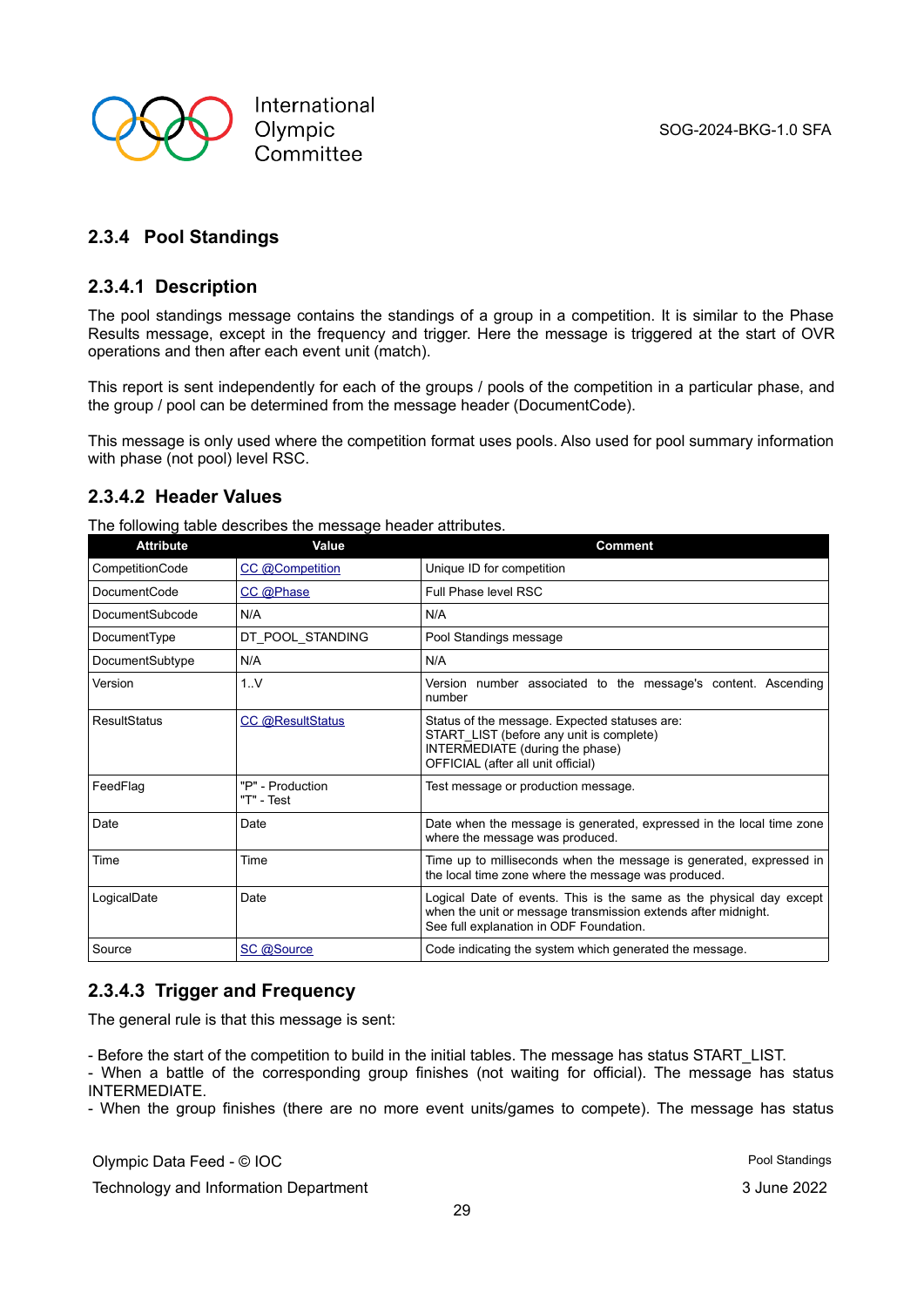### 2.3.4 Pool Standings

#### 2.3.4.1 Description

The pool standings message contains the standings of a group in a competition. It is similar to the Phase Results message, except in the frequency and trigger. Here the message is triggered at the start of OVR operations and then after each event unit (match).

This report is sent independently for each of the groups / pools of the competition in a particular phase, and the group / pool can be determined from the message header (DocumentCode).

This message is only used where the competition format uses pools. Also used for pool summary information with phase (not pool) level RSC.

#### 2.3.4.2 Header Values

The following table describes the message header attributes.

| Attribute | Value | Comment |
|---|---|---|
| CompetitionCode | CC @Competition | Unique ID for competition |
| DocumentCode | CC @Phase | Full Phase level RSC |
| DocumentSubcode | N/A | N/A |
| DocumentType | DT_POOL_STANDING | Pool Standings message |
| DocumentSubtype | N/A | N/A |
| Version | 1..V | Version number associated to the message's content. Ascending number |
| ResultStatus | CC @ResultStatus | Status of the message. Expected statuses are:<br>START_LIST (before any unit is complete)<br>INTERMEDIATE (during the phase)<br>OFFICIAL (after all unit official) |
| FeedFlag | "P" - Production<br>"T" - Test | Test message or production message. |
| Date | Date | Date when the message is generated, expressed in the local time zone where the message was produced. |
| Time | Time | Time up to milliseconds when the message is generated, expressed in the local time zone where the message was produced. |
| LogicalDate | Date | Logical Date of events. This is the same as the physical day except when the unit or message transmission extends after midnight.<br>See full explanation in ODF Foundation. |
| Source | SC @Source | Code indicating the system which generated the message. |

#### 2.3.4.3 Trigger and Frequency

The general rule is that this message is sent:

- Before the start of the competition to build in the initial tables. The message has status START_LIST.
- When a battle of the corresponding group finishes (not waiting for official). The message has status INTERMEDIATE.
- When the group finishes (there are no more event units/games to compete). The message has status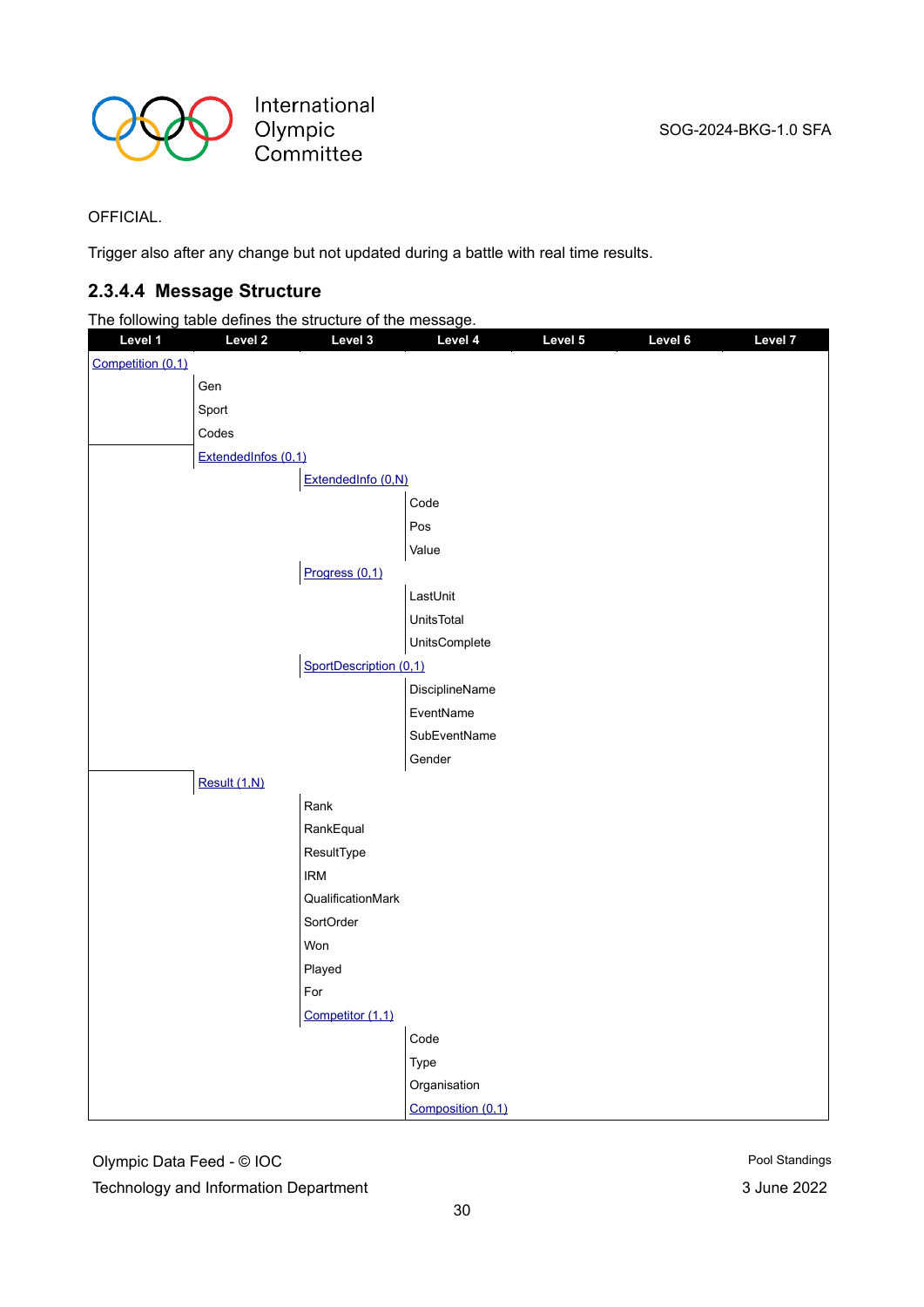OFFICIAL.

Trigger also after any change but not updated during a battle with real time results.

### 2.3.4.4 Message Structure

The following table defines the structure of the message.

| Level 1 | Level 2 | Level 3 | Level 4 | Level 5 | Level 6 | Level 7 |
|---|---|---|---|---|---|---|
| Competition (0,1) | | | | | | |
| | Gen | | | | | |
| | Sport | | | | | |
| | Codes | | | | | |
| | ExtendedInfos (0,1) | | | | | |
| | | ExtendedInfo (0,N) | | | | |
| | | | Code | | | |
| | | | Pos | | | |
| | | | Value | | | |
| | | Progress (0,1) | | | | |
| | | | LastUnit | | | |
| | | | UnitsTotal | | | |
| | | | UnitsComplete | | | |
| | | SportDescription (0,1) | | | | |
| | | | DisciplineName | | | |
| | | | EventName | | | |
| | | | SubEventName | | | |
| | | | Gender | | | |
| | Result (1,N) | | | | | |
| | | Rank | | | | |
| | | RankEqual | | | | |
| | | ResultType | | | | |
| | | IRM | | | | |
| | | QualificationMark | | | | |
| | | SortOrder | | | | |
| | | Won | | | | |
| | | Played | | | | |
| | | For | | | | |
| | | Competitor (1,1) | | | | |
| | | | Code | | | |
| | | | Type | | | |
| | | | Organisation | | | |
| | | | Composition (0,1) | | | |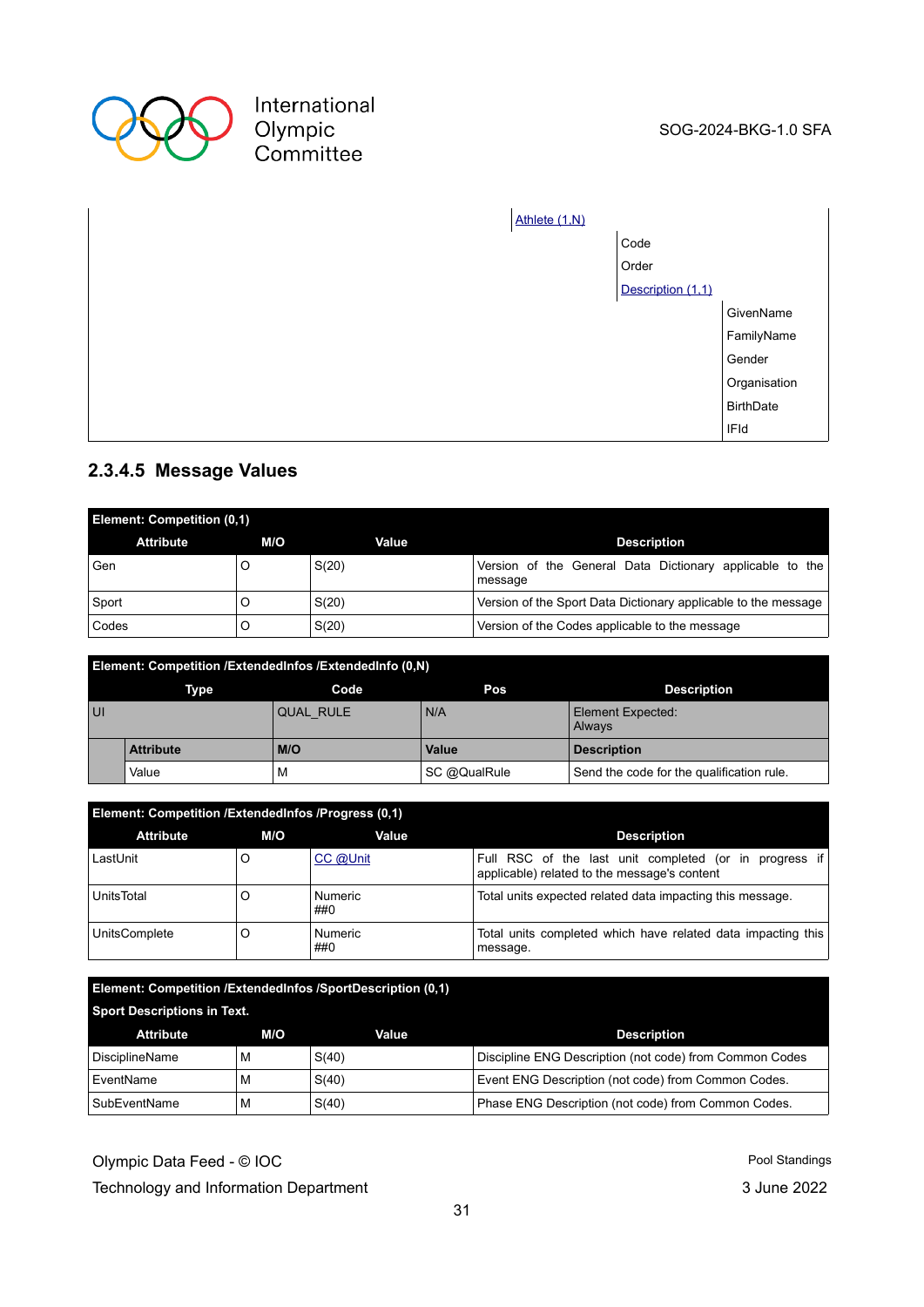Athlete (1,N)

- Code
- Order
- Description (1,1)
  - GivenName
  - FamilyName
  - Gender
  - Organisation
  - BirthDate
  - IFId

### 2.3.4.5 Message Values

| Element: Competition (0,1) | | | |
|---|---|---|---|
| **Attribute** | **M/O** | **Value** | **Description** |
| Gen | O | S(20) | Version of the General Data Dictionary applicable to the message |
| Sport | O | S(20) | Version of the Sport Data Dictionary applicable to the message |
| Codes | O | S(20) | Version of the Codes applicable to the message |

| Element: Competition /ExtendedInfos /ExtendedInfo (0,N) | | | | |
|---|---|---|---|---|
| **Type** | | **Code** | **Pos** | **Description** |
| UI | | QUAL_RULE | N/A | Element Expected: Always |
| | **Attribute** | **M/O** | **Value** | **Description** |
| | Value | M | SC @QualRule | Send the code for the qualification rule. |

| Element: Competition /ExtendedInfos /Progress (0,1) | | | |
|---|---|---|---|
| **Attribute** | **M/O** | **Value** | **Description** |
| LastUnit | O | CC @Unit | Full RSC of the last unit completed (or in progress if applicable) related to the message's content |
| UnitsTotal | O | Numeric ##0 | Total units expected related data impacting this message. |
| UnitsComplete | O | Numeric ##0 | Total units completed which have related data impacting this message. |

| Element: Competition /ExtendedInfos /SportDescription (0,1)<br>Sport Descriptions in Text. | | | |
|---|---|---|---|
| **Attribute** | **M/O** | **Value** | **Description** |
| DisciplineName | M | S(40) | Discipline ENG Description (not code) from Common Codes |
| EventName | M | S(40) | Event ENG Description (not code) from Common Codes. |
| SubEventName | M | S(40) | Phase ENG Description (not code) from Common Codes. |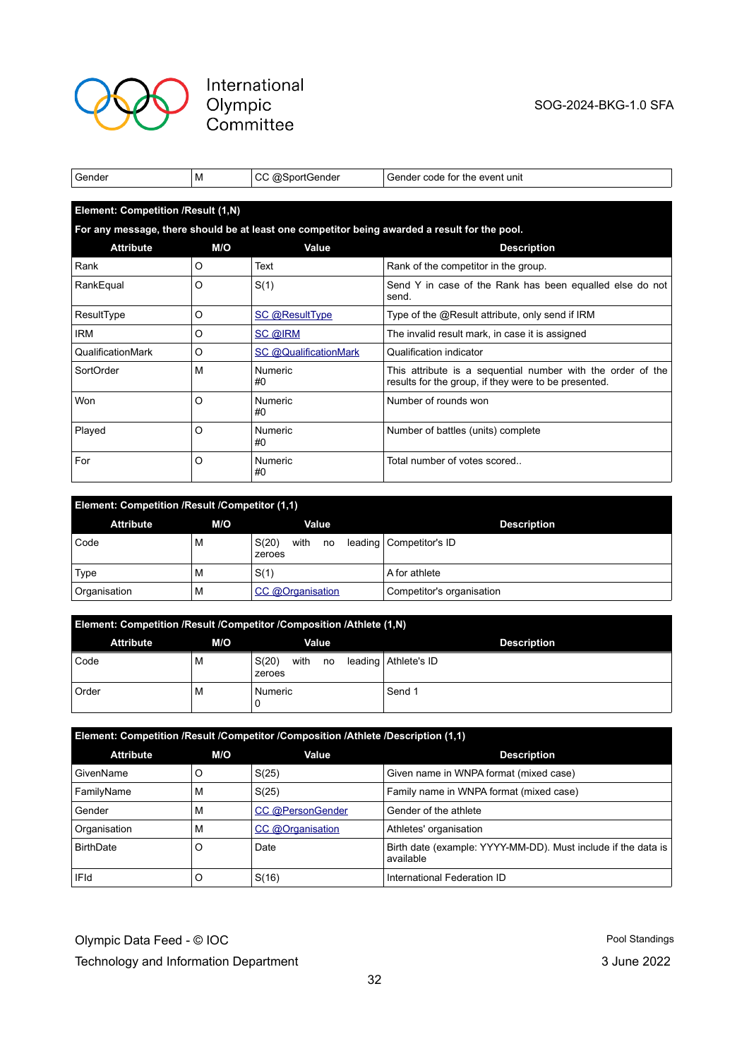| | | | |
|---|---|---|---|
| Gender | M | CC @SportGender | Gender code for the event unit |

**Element: Competition /Result (1,N)**

**For any message, there should be at least one competitor being awarded a result for the pool.**

| Attribute | M/O | Value | Description |
|---|---|---|---|
| Rank | O | Text | Rank of the competitor in the group. |
| RankEqual | O | S(1) | Send Y in case of the Rank has been equalled else do not send. |
| ResultType | O | SC @ResultType | Type of the @Result attribute, only send if IRM |
| IRM | O | SC @IRM | The invalid result mark, in case it is assigned |
| QualificationMark | O | SC @QualificationMark | Qualification indicator |
| SortOrder | M | Numeric #0 | This attribute is a sequential number with the order of the results for the group, if they were to be presented. |
| Won | O | Numeric #0 | Number of rounds won |
| Played | O | Numeric #0 | Number of battles (units) complete |
| For | O | Numeric #0 | Total number of votes scored.. |

**Element: Competition /Result /Competitor (1,1)**

| Attribute | M/O | Value | Description |
|---|---|---|---|
| Code | M | S(20) with no leading zeroes | Competitor's ID |
| Type | M | S(1) | A for athlete |
| Organisation | M | CC @Organisation | Competitor's organisation |

**Element: Competition /Result /Competitor /Composition /Athlete (1,N)**

| Attribute | M/O | Value | Description |
|---|---|---|---|
| Code | M | S(20) with no leading zeroes | Athlete's ID |
| Order | M | Numeric 0 | Send 1 |

**Element: Competition /Result /Competitor /Composition /Athlete /Description (1,1)**

| Attribute | M/O | Value | Description |
|---|---|---|---|
| GivenName | O | S(25) | Given name in WNPA format (mixed case) |
| FamilyName | M | S(25) | Family name in WNPA format (mixed case) |
| Gender | M | CC @PersonGender | Gender of the athlete |
| Organisation | M | CC @Organisation | Athletes' organisation |
| BirthDate | O | Date | Birth date (example: YYYY-MM-DD). Must include if the data is available |
| IFId | O | S(16) | International Federation ID |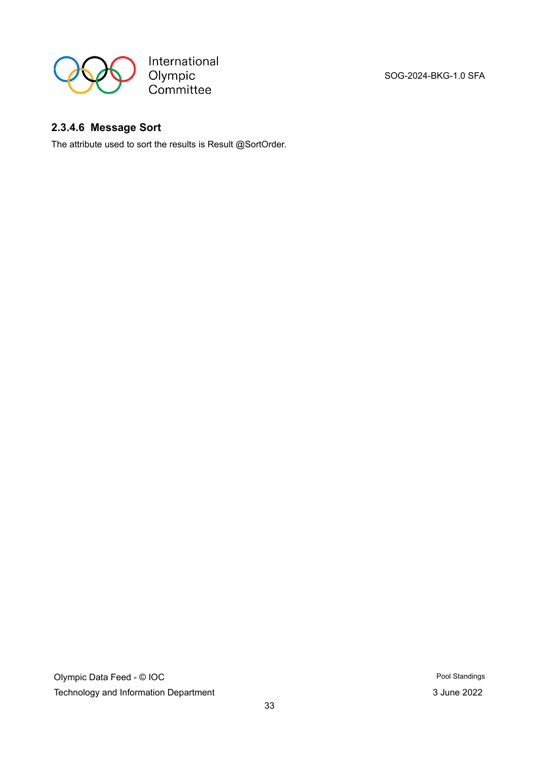#### 2.3.4.6 Message Sort

The attribute used to sort the results is Result @SortOrder.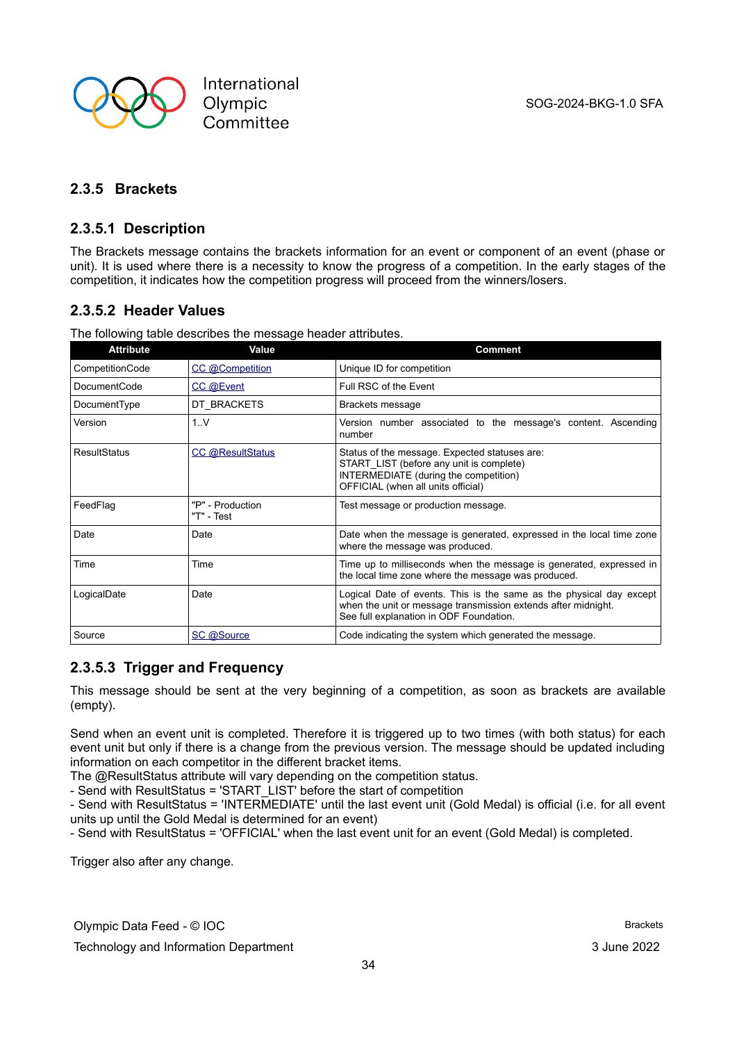### 2.3.5 Brackets

#### 2.3.5.1 Description

The Brackets message contains the brackets information for an event or component of an event (phase or unit). It is used where there is a necessity to know the progress of a competition. In the early stages of the competition, it indicates how the competition progress will proceed from the winners/losers.

#### 2.3.5.2 Header Values

The following table describes the message header attributes.

| Attribute | Value | Comment |
|---|---|---|
| CompetitionCode | CC @Competition | Unique ID for competition |
| DocumentCode | CC @Event | Full RSC of the Event |
| DocumentType | DT_BRACKETS | Brackets message |
| Version | 1..V | Version number associated to the message's content. Ascending number |
| ResultStatus | CC @ResultStatus | Status of the message. Expected statuses are:<br>START_LIST (before any unit is complete)<br>INTERMEDIATE (during the competition)<br>OFFICIAL (when all units official) |
| FeedFlag | "P" - Production<br>"T" - Test | Test message or production message. |
| Date | Date | Date when the message is generated, expressed in the local time zone where the message was produced. |
| Time | Time | Time up to milliseconds when the message is generated, expressed in the local time zone where the message was produced. |
| LogicalDate | Date | Logical Date of events. This is the same as the physical day except when the unit or message transmission extends after midnight.<br>See full explanation in ODF Foundation. |
| Source | SC @Source | Code indicating the system which generated the message. |

#### 2.3.5.3 Trigger and Frequency

This message should be sent at the very beginning of a competition, as soon as brackets are available (empty).

Send when an event unit is completed. Therefore it is triggered up to two times (with both status) for each event unit but only if there is a change from the previous version. The message should be updated including information on each competitor in the different bracket items.
The @ResultStatus attribute will vary depending on the competition status.
- Send with ResultStatus = 'START_LIST' before the start of competition
- Send with ResultStatus = 'INTERMEDIATE' until the last event unit (Gold Medal) is official (i.e. for all event units up until the Gold Medal is determined for an event)
- Send with ResultStatus = 'OFFICIAL' when the last event unit for an event (Gold Medal) is completed.

Trigger also after any change.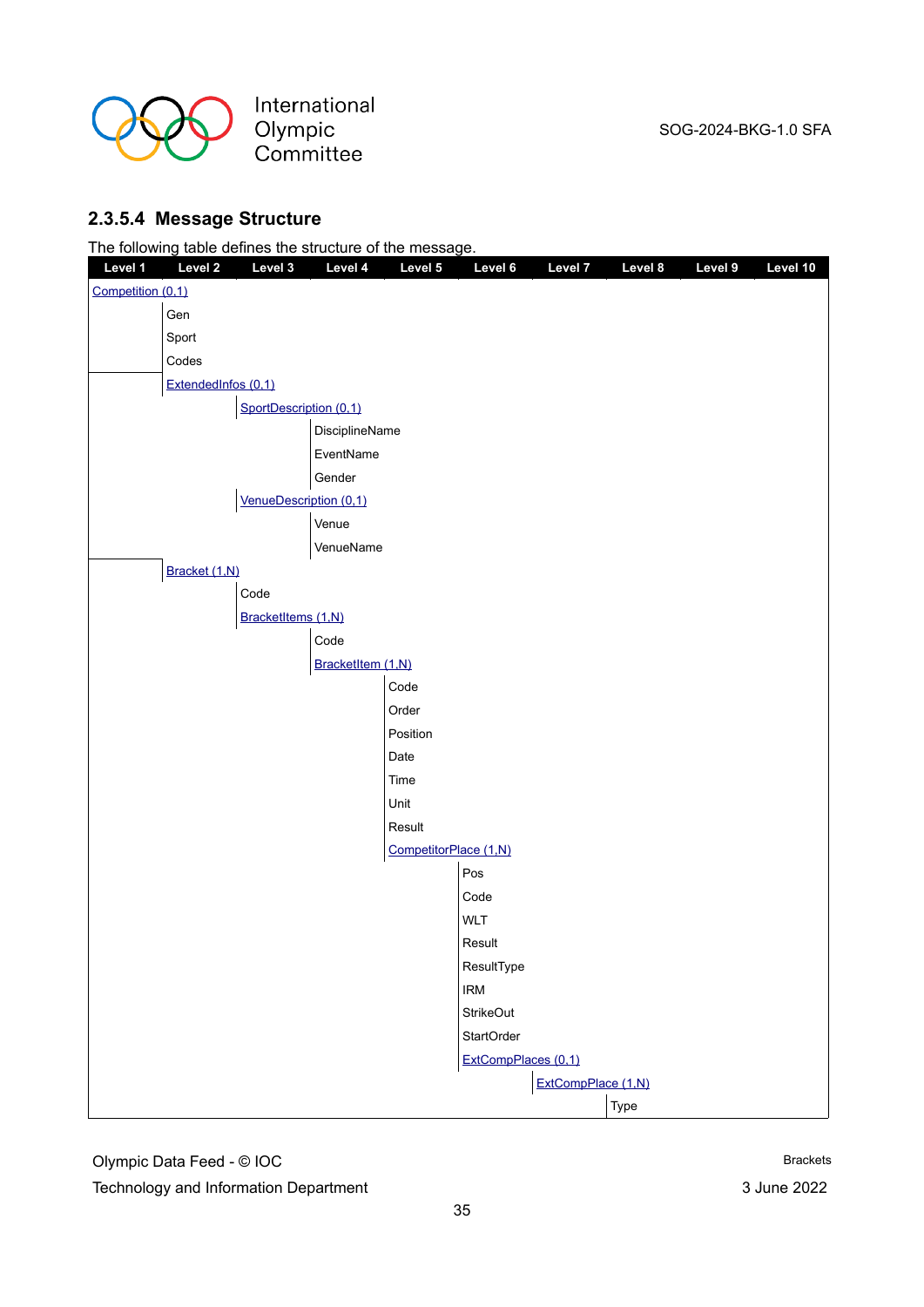### 2.3.5.4 Message Structure

The following table defines the structure of the message.

| Level 1 | Level 2 | Level 3 | Level 4 | Level 5 | Level 6 | Level 7 | Level 8 | Level 9 | Level 10 |
|---|---|---|---|---|---|---|---|---|---|
| Competition (0,1) | | | | | | | | | |
| | Gen | | | | | | | | |
| | Sport | | | | | | | | |
| | Codes | | | | | | | | |
| | ExtendedInfos (0,1) | | | | | | | | |
| | | SportDescription (0,1) | | | | | | | |
| | | | DisciplineName | | | | | | |
| | | | EventName | | | | | | |
| | | | Gender | | | | | | |
| | | VenueDescription (0,1) | | | | | | | |
| | | | Venue | | | | | | |
| | | | VenueName | | | | | | |
| | Bracket (1,N) | | | | | | | | |
| | | Code | | | | | | | |
| | | BracketItems (1,N) | | | | | | | |
| | | | Code | | | | | | |
| | | | BracketItem (1,N) | | | | | | |
| | | | | Code | | | | | |
| | | | | Order | | | | | |
| | | | | Position | | | | | |
| | | | | Date | | | | | |
| | | | | Time | | | | | |
| | | | | Unit | | | | | |
| | | | | Result | | | | | |
| | | | | CompetitorPlace (1,N) | | | | | |
| | | | | | Pos | | | | |
| | | | | | Code | | | | |
| | | | | | WLT | | | | |
| | | | | | Result | | | | |
| | | | | | ResultType | | | | |
| | | | | | IRM | | | | |
| | | | | | StrikeOut | | | | |
| | | | | | StartOrder | | | | |
| | | | | | ExtCompPlaces (0,1) | | | | |
| | | | | | | ExtCompPlace (1,N) | | | |
| | | | | | | | Type | | |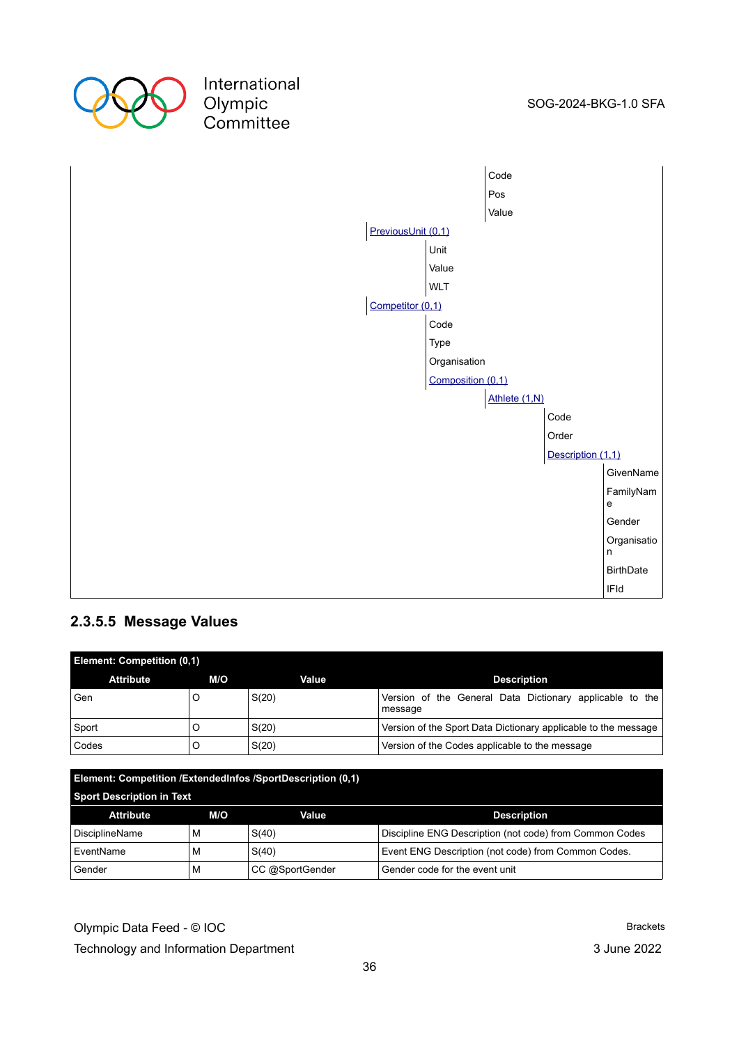| | | | | | |
|---|---|---|---|---|---|
| | | | Code | | |
| | | | Pos | | |
| | | | Value | | |
| | PreviousUnit (0,1) | | | | |
| | | Unit | | | |
| | | Value | | | |
| | | WLT | | | |
| | Competitor (0,1) | | | | |
| | | Code | | | |
| | | Type | | | |
| | | Organisation | | | |
| | | Composition (0,1) | | | |
| | | | Athlete (1,N) | | |
| | | | | Code | |
| | | | | Order | |
| | | | | Description (1,1) | |
| | | | | | GivenName |
| | | | | | FamilyName |
| | | | | | Gender |
| | | | | | Organisation |
| | | | | | BirthDate |
| | | | | | IFId |

### 2.3.5.5 Message Values

| **Element: Competition (0,1)** | | | |
|---|---|---|---|
| **Attribute** | **M/O** | **Value** | **Description** |
| Gen | O | S(20) | Version of the General Data Dictionary applicable to the message |
| Sport | O | S(20) | Version of the Sport Data Dictionary applicable to the message |
| Codes | O | S(20) | Version of the Codes applicable to the message |

| **Element: Competition /ExtendedInfos /SportDescription (0,1)**<br>**Sport Description in Text** | | | |
|---|---|---|---|
| **Attribute** | **M/O** | **Value** | **Description** |
| DisciplineName | M | S(40) | Discipline ENG Description (not code) from Common Codes |
| EventName | M | S(40) | Event ENG Description (not code) from Common Codes. |
| Gender | M | CC @SportGender | Gender code for the event unit |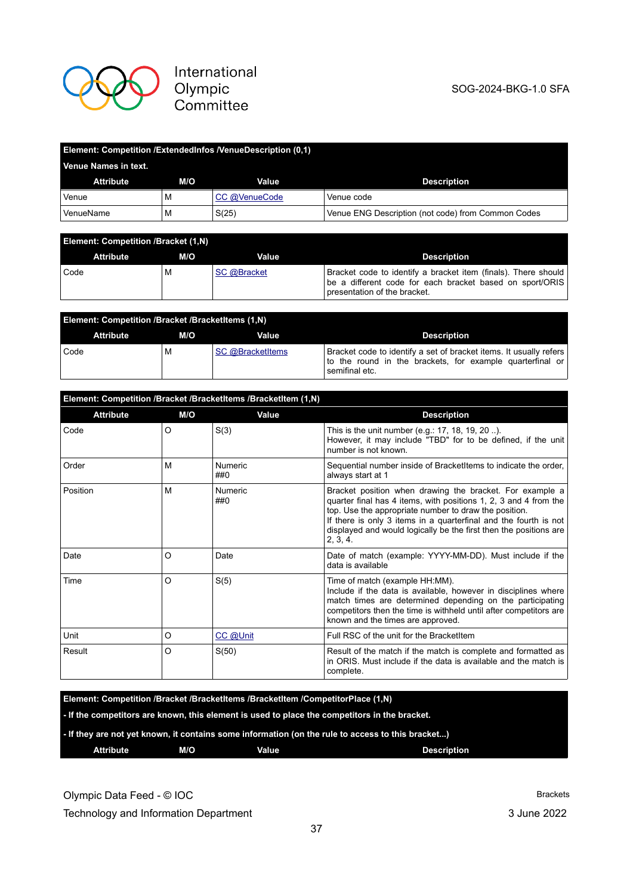**Element: Competition /ExtendedInfos /VenueDescription (0,1)**

**Venue Names in text.**

| Attribute | M/O | Value | Description |
|---|---|---|---|
| Venue | M | CC @VenueCode | Venue code |
| VenueName | M | S(25) | Venue ENG Description (not code) from Common Codes |

**Element: Competition /Bracket (1,N)**

| Attribute | M/O | Value | Description |
|---|---|---|---|
| Code | M | SC @Bracket | Bracket code to identify a bracket item (finals). There should be a different code for each bracket based on sport/ORIS presentation of the bracket. |

**Element: Competition /Bracket /BracketItems (1,N)**

| Attribute | M/O | Value | Description |
|---|---|---|---|
| Code | M | SC @BracketItems | Bracket code to identify a set of bracket items. It usually refers to the round in the brackets, for example quarterfinal or semifinal etc. |

**Element: Competition /Bracket /BracketItems /BracketItem (1,N)**

| Attribute | M/O | Value | Description |
|---|---|---|---|
| Code | O | S(3) | This is the unit number (e.g.: 17, 18, 19, 20 ..). However, it may include "TBD" for to be defined, if the unit number is not known. |
| Order | M | Numeric ##0 | Sequential number inside of BracketItems to indicate the order, always start at 1 |
| Position | M | Numeric ##0 | Bracket position when drawing the bracket. For example a quarter final has 4 items, with positions 1, 2, 3 and 4 from the top. Use the appropriate number to draw the position. If there is only 3 items in a quarterfinal and the fourth is not displayed and would logically be the first then the positions are 2, 3, 4. |
| Date | O | Date | Date of match (example: YYYY-MM-DD). Must include if the data is available |
| Time | O | S(5) | Time of match (example HH:MM). Include if the data is available, however in disciplines where match times are determined depending on the participating competitors then the time is withheld until after competitors are known and the times are approved. |
| Unit | O | CC @Unit | Full RSC of the unit for the BracketItem |
| Result | O | S(50) | Result of the match if the match is complete and formatted as in ORIS. Must include if the data is available and the match is complete. |

**Element: Competition /Bracket /BracketItems /BracketItem /CompetitorPlace (1,N)**

**- If the competitors are known, this element is used to place the competitors in the bracket.**

**- If they are not yet known, it contains some information (on the rule to access to this bracket...)**

| Attribute | M/O | Value | Description |
|---|---|---|---|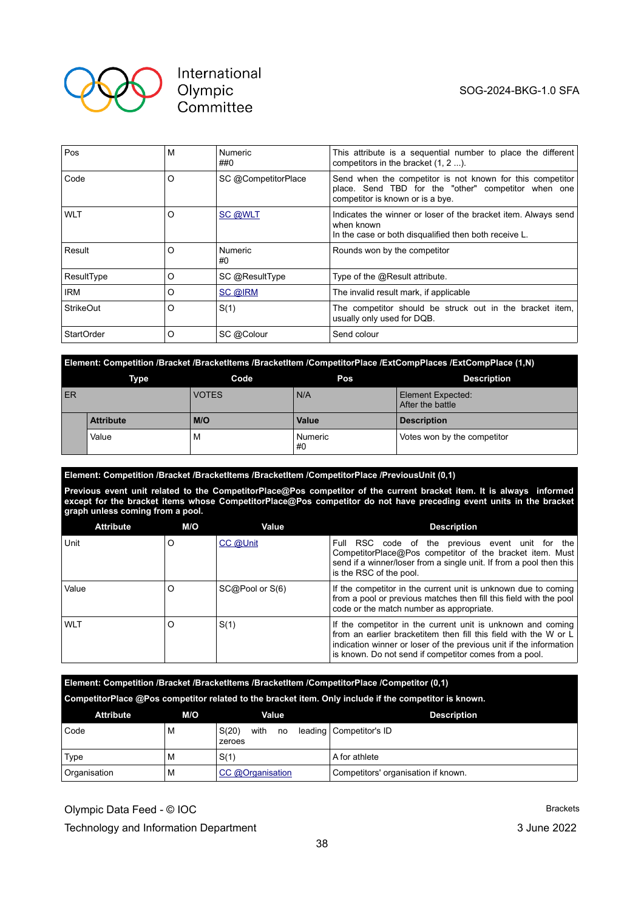| Pos | M | Numeric<br>##0 | This attribute is a sequential number to place the different competitors in the bracket (1, 2 ...). |
|---|---|---|---|
| Code | O | SC @CompetitorPlace | Send when the competitor is not known for this competitor place. Send TBD for the "other" competitor when one competitor is known or is a bye. |
| WLT | O | SC @WLT | Indicates the winner or loser of the bracket item. Always send when known<br>In the case or both disqualified then both receive L. |
| Result | O | Numeric<br>#0 | Rounds won by the competitor |
| ResultType | O | SC @ResultType | Type of the @Result attribute. |
| IRM | O | SC @IRM | The invalid result mark, if applicable |
| StrikeOut | O | S(1) | The competitor should be struck out in the bracket item, usually only used for DQB. |
| StartOrder | O | SC @Colour | Send colour |

**Element: Competition /Bracket /BracketItems /BracketItem /CompetitorPlace /ExtCompPlaces /ExtCompPlace (1,N)**

| Type | Code | Pos | Description |
|---|---|---|---|
| ER | VOTES | N/A | Element Expected:<br>After the battle |

| Attribute | M/O | Value | Description |
|---|---|---|---|
| Value | M | Numeric<br>#0 | Votes won by the competitor |

**Element: Competition /Bracket /BracketItems /BracketItem /CompetitorPlace /PreviousUnit (0,1)**

**Previous event unit related to the CompetitorPlace@Pos competitor of the current bracket item. It is always informed except for the bracket items whose CompetitorPlace@Pos competitor do not have preceding event units in the bracket graph unless coming from a pool.**

| Attribute | M/O | Value | Description |
|---|---|---|---|
| Unit | O | CC @Unit | Full RSC code of the previous event unit for the CompetitorPlace@Pos competitor of the bracket item. Must send if a winner/loser from a single unit. If from a pool then this is the RSC of the pool. |
| Value | O | SC@Pool or S(6) | If the competitor in the current unit is unknown due to coming from a pool or previous matches then fill this field with the pool code or the match number as appropriate. |
| WLT | O | S(1) | If the competitor in the current unit is unknown and coming from an earlier bracketitem then fill this field with the W or L indication winner or loser of the previous unit if the information is known. Do not send if competitor comes from a pool. |

**Element: Competition /Bracket /BracketItems /BracketItem /CompetitorPlace /Competitor (0,1)**

**CompetitorPlace @Pos competitor related to the bracket item. Only include if the competitor is known.**

| Attribute | M/O | Value | Description |
|---|---|---|---|
| Code | M | S(20) with no leading zeroes | Competitor's ID |
| Type | M | S(1) | A for athlete |
| Organisation | M | CC @Organisation | Competitors' organisation if known. |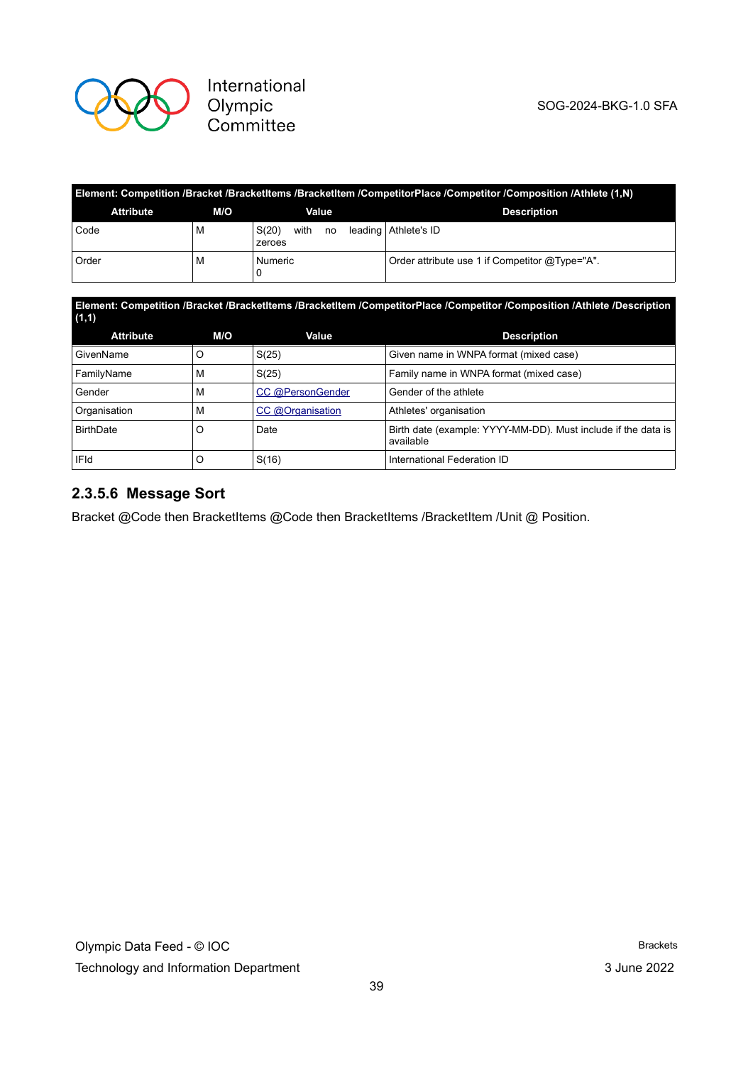| Element: Competition /Bracket /BracketItems /BracketItem /CompetitorPlace /Competitor /Composition /Athlete (1,N) | | | |
|---|---|---|---|
| **Attribute** | **M/O** | **Value** | **Description** |
| Code | M | S(20) with no leading zeroes | Athlete's ID |
| Order | M | Numeric<br>0 | Order attribute use 1 if Competitor @Type="A". |

| Element: Competition /Bracket /BracketItems /BracketItem /CompetitorPlace /Competitor /Composition /Athlete /Description (1,1) | | | |
|---|---|---|---|
| **Attribute** | **M/O** | **Value** | **Description** |
| GivenName | O | S(25) | Given name in WNPA format (mixed case) |
| FamilyName | M | S(25) | Family name in WNPA format (mixed case) |
| Gender | M | CC @PersonGender | Gender of the athlete |
| Organisation | M | CC @Organisation | Athletes' organisation |
| BirthDate | O | Date | Birth date (example: YYYY-MM-DD). Must include if the data is available |
| IFId | O | S(16) | International Federation ID |

### 2.3.5.6 Message Sort

Bracket @Code then BracketItems @Code then BracketItems /BracketItem /Unit @ Position.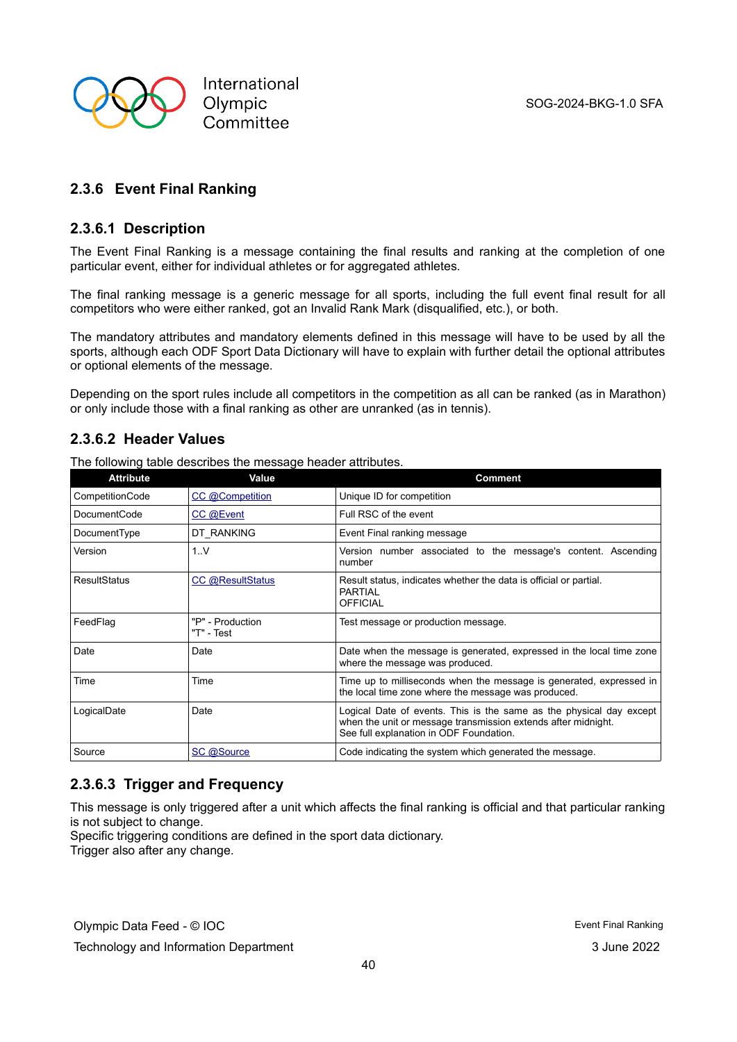### 2.3.6 Event Final Ranking

#### 2.3.6.1 Description

The Event Final Ranking is a message containing the final results and ranking at the completion of one particular event, either for individual athletes or for aggregated athletes.

The final ranking message is a generic message for all sports, including the full event final result for all competitors who were either ranked, got an Invalid Rank Mark (disqualified, etc.), or both.

The mandatory attributes and mandatory elements defined in this message will have to be used by all the sports, although each ODF Sport Data Dictionary will have to explain with further detail the optional attributes or optional elements of the message.

Depending on the sport rules include all competitors in the competition as all can be ranked (as in Marathon) or only include those with a final ranking as other are unranked (as in tennis).

#### 2.3.6.2 Header Values

The following table describes the message header attributes.

| Attribute | Value | Comment |
|---|---|---|
| CompetitionCode | CC @Competition | Unique ID for competition |
| DocumentCode | CC @Event | Full RSC of the event |
| DocumentType | DT_RANKING | Event Final ranking message |
| Version | 1..V | Version number associated to the message's content. Ascending number |
| ResultStatus | CC @ResultStatus | Result status, indicates whether the data is official or partial.<br>PARTIAL<br>OFFICIAL |
| FeedFlag | "P" - Production<br>"T" - Test | Test message or production message. |
| Date | Date | Date when the message is generated, expressed in the local time zone where the message was produced. |
| Time | Time | Time up to milliseconds when the message is generated, expressed in the local time zone where the message was produced. |
| LogicalDate | Date | Logical Date of events. This is the same as the physical day except when the unit or message transmission extends after midnight.<br>See full explanation in ODF Foundation. |
| Source | SC @Source | Code indicating the system which generated the message. |

#### 2.3.6.3 Trigger and Frequency

This message is only triggered after a unit which affects the final ranking is official and that particular ranking is not subject to change.
Specific triggering conditions are defined in the sport data dictionary.
Trigger also after any change.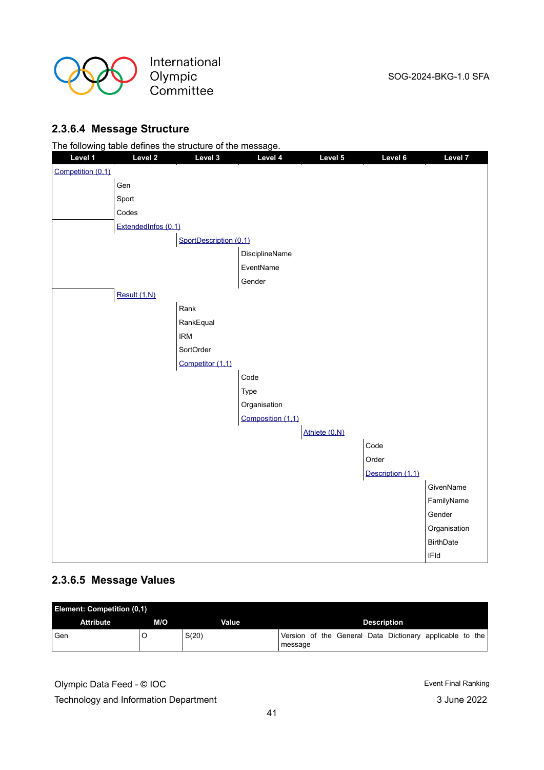### 2.3.6.4 Message Structure

The following table defines the structure of the message.

| Level 1 | Level 2 | Level 3 | Level 4 | Level 5 | Level 6 | Level 7 |
|---|---|---|---|---|---|---|
| Competition (0,1) | | | | | | |
| | Gen | | | | | |
| | Sport | | | | | |
| | Codes | | | | | |
| | ExtendedInfos (0,1) | | | | | |
| | | SportDescription (0,1) | | | | |
| | | | DisciplineName | | | |
| | | | EventName | | | |
| | | | Gender | | | |
| | Result (1,N) | | | | | |
| | | Rank | | | | |
| | | RankEqual | | | | |
| | | IRM | | | | |
| | | SortOrder | | | | |
| | | Competitor (1,1) | | | | |
| | | | Code | | | |
| | | | Type | | | |
| | | | Organisation | | | |
| | | | Composition (1,1) | | | |
| | | | | Athlete (0,N) | | |
| | | | | | Code | |
| | | | | | Order | |
| | | | | | Description (1,1) | |
| | | | | | | GivenName |
| | | | | | | FamilyName |
| | | | | | | Gender |
| | | | | | | Organisation |
| | | | | | | BirthDate |
| | | | | | | IFId |

### 2.3.6.5 Message Values

| Element: Competition (0,1) | | | |
|---|---|---|---|
| **Attribute** | **M/O** | **Value** | **Description** |
| Gen | O | S(20) | Version of the General Data Dictionary applicable to the message |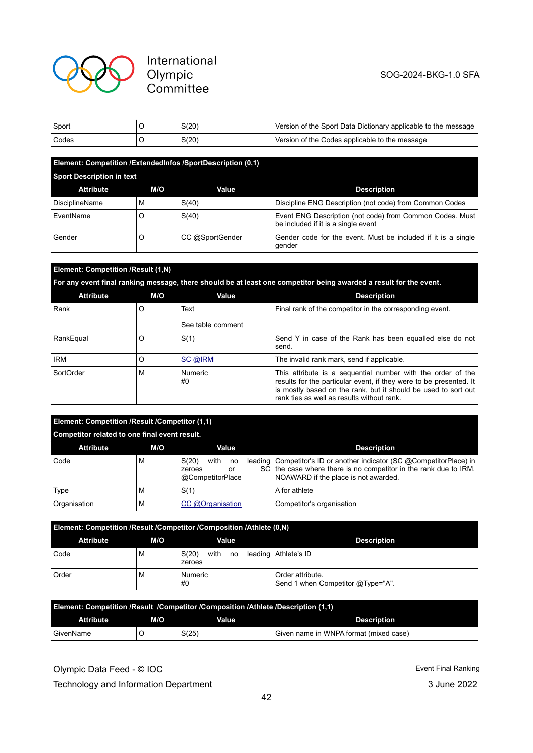| | | | |
|---|---|---|---|
| Sport | O | S(20) | Version of the Sport Data Dictionary applicable to the message |
| Codes | O | S(20) | Version of the Codes applicable to the message |

**Element: Competition /ExtendedInfos /SportDescription (0,1)**

**Sport Description in text**

| Attribute | M/O | Value | Description |
|---|---|---|---|
| DisciplineName | M | S(40) | Discipline ENG Description (not code) from Common Codes |
| EventName | O | S(40) | Event ENG Description (not code) from Common Codes. Must be included if it is a single event |
| Gender | O | CC @SportGender | Gender code for the event. Must be included if it is a single gender |

**Element: Competition /Result (1,N)**

**For any event final ranking message, there should be at least one competitor being awarded a result for the event.**

| Attribute | M/O | Value | Description |
|---|---|---|---|
| Rank | O | Text<br><br>See table comment | Final rank of the competitor in the corresponding event. |
| RankEqual | O | S(1) | Send Y in case of the Rank has been equalled else do not send. |
| IRM | O | SC @IRM | The invalid rank mark, send if applicable. |
| SortOrder | M | Numeric<br>#0 | This attribute is a sequential number with the order of the results for the particular event, if they were to be presented. It is mostly based on the rank, but it should be used to sort out rank ties as well as results without rank. |

**Element: Competition /Result /Competitor (1,1)**

**Competitor related to one final event result.**

| Attribute | M/O | Value | Description |
|---|---|---|---|
| Code | M | S(20) with no leading zeroes or SC @CompetitorPlace | Competitor's ID or another indicator (SC @CompetitorPlace) in the case where there is no competitor in the rank due to IRM. NOAWARD if the place is not awarded. |
| Type | M | S(1) | A for athlete |
| Organisation | M | CC @Organisation | Competitor's organisation |

**Element: Competition /Result /Competitor /Composition /Athlete (0,N)**

| Attribute | M/O | Value | Description |
|---|---|---|---|
| Code | M | S(20) with no leading zeroes | Athlete's ID |
| Order | M | Numeric<br>#0 | Order attribute.<br>Send 1 when Competitor @Type="A". |

**Element: Competition /Result /Competitor /Composition /Athlete /Description (1,1)**

| Attribute | M/O | Value | Description |
|---|---|---|---|
| GivenName | O | S(25) | Given name in WNPA format (mixed case) |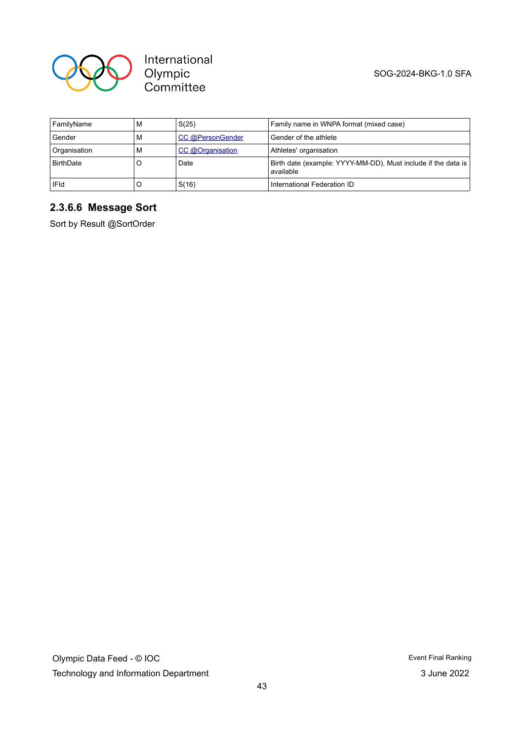| FamilyName | M | S(25) | Family name in WNPA format (mixed case) |
|---|---|---|---|
| Gender | M | CC @PersonGender | Gender of the athlete |
| Organisation | M | CC @Organisation | Athletes' organisation |
| BirthDate | O | Date | Birth date (example: YYYY-MM-DD). Must include if the data is available |
| IFId | O | S(16) | International Federation ID |

### 2.3.6.6 Message Sort

Sort by Result @SortOrder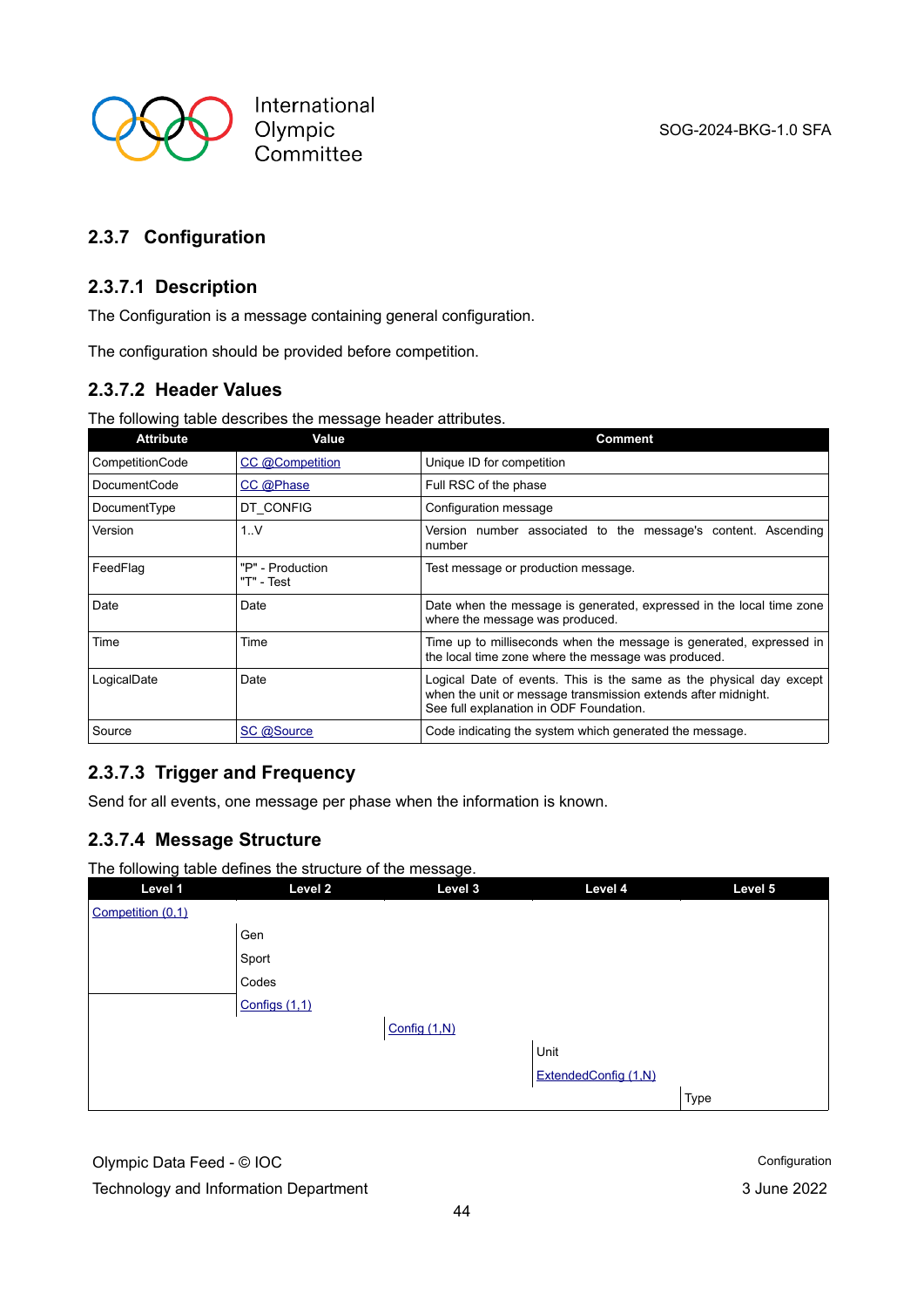### 2.3.7 Configuration

#### 2.3.7.1 Description

The Configuration is a message containing general configuration.

The configuration should be provided before competition.

#### 2.3.7.2 Header Values

The following table describes the message header attributes.

| Attribute | Value | Comment |
|---|---|---|
| CompetitionCode | CC @Competition | Unique ID for competition |
| DocumentCode | CC @Phase | Full RSC of the phase |
| DocumentType | DT_CONFIG | Configuration message |
| Version | 1..V | Version number associated to the message's content. Ascending number |
| FeedFlag | "P" - Production<br>"T" - Test | Test message or production message. |
| Date | Date | Date when the message is generated, expressed in the local time zone where the message was produced. |
| Time | Time | Time up to milliseconds when the message is generated, expressed in the local time zone where the message was produced. |
| LogicalDate | Date | Logical Date of events. This is the same as the physical day except when the unit or message transmission extends after midnight.<br>See full explanation in ODF Foundation. |
| Source | SC @Source | Code indicating the system which generated the message. |

#### 2.3.7.3 Trigger and Frequency

Send for all events, one message per phase when the information is known.

#### 2.3.7.4 Message Structure

The following table defines the structure of the message.

| Level 1 | Level 2 | Level 3 | Level 4 | Level 5 |
|---|---|---|---|---|
| Competition (0,1) | | | | |
| | Gen | | | |
| | Sport | | | |
| | Codes | | | |
| | Configs (1,1) | | | |
| | | Config (1,N) | | |
| | | | Unit | |
| | | | ExtendedConfig (1,N) | |
| | | | | Type |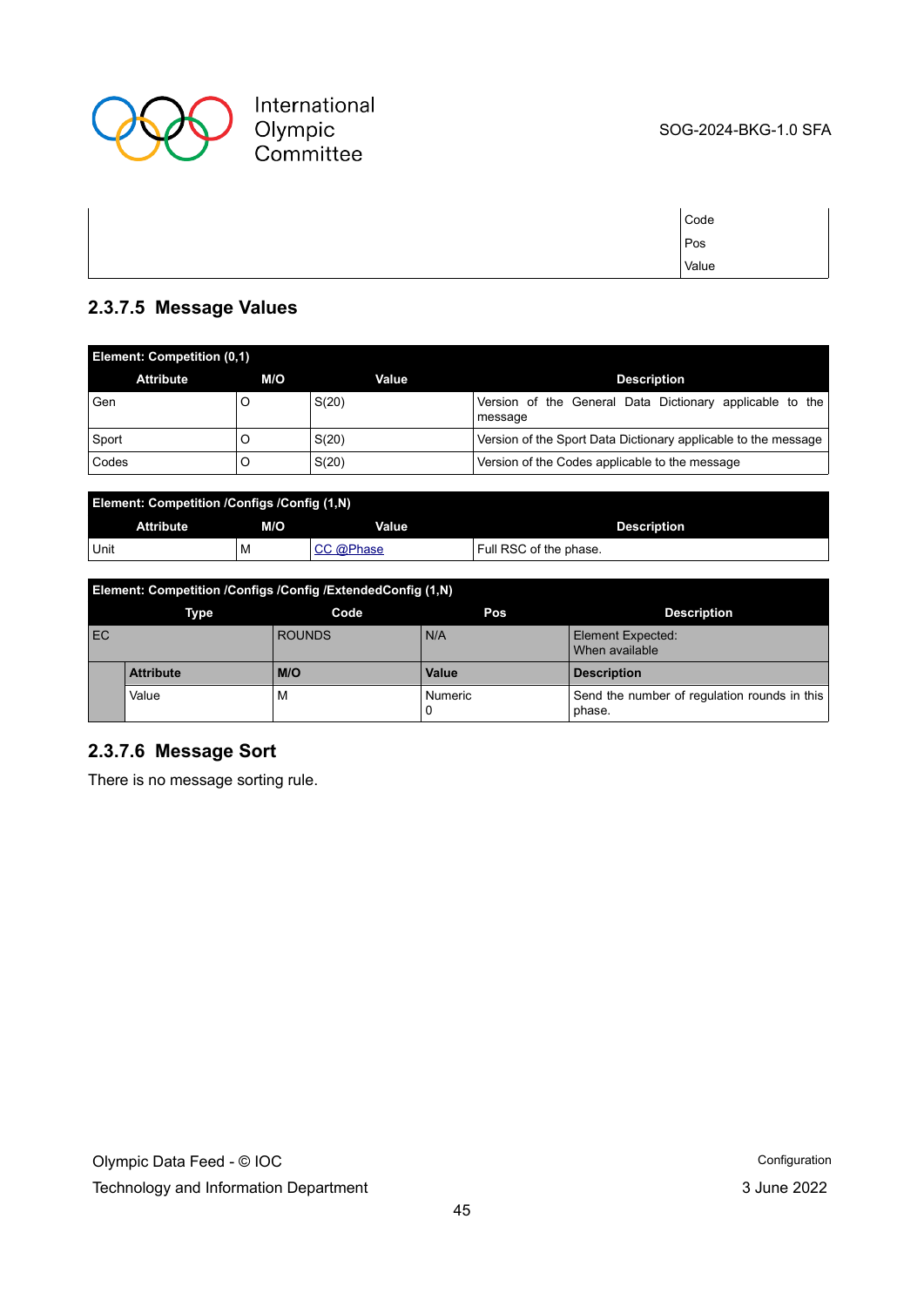| | Code |
|---|---|
| | Pos |
| | Value |

### 2.3.7.5 Message Values

| Element: Competition (0,1) | | | |
|---|---|---|---|
| **Attribute** | **M/O** | **Value** | **Description** |
| Gen | O | S(20) | Version of the General Data Dictionary applicable to the message |
| Sport | O | S(20) | Version of the Sport Data Dictionary applicable to the message |
| Codes | O | S(20) | Version of the Codes applicable to the message |

| Element: Competition /Configs /Config (1,N) | | | |
|---|---|---|---|
| **Attribute** | **M/O** | **Value** | **Description** |
| Unit | M | CC @Phase | Full RSC of the phase. |

| Element: Competition /Configs /Config /ExtendedConfig (1,N) | | | | |
|---|---|---|---|---|
| **Type** | | **Code** | **Pos** | **Description** |
| EC | | ROUNDS | N/A | Element Expected: When available |
| | **Attribute** | **M/O** | **Value** | **Description** |
| | Value | M | Numeric 0 | Send the number of regulation rounds in this phase. |

### 2.3.7.6 Message Sort

There is no message sorting rule.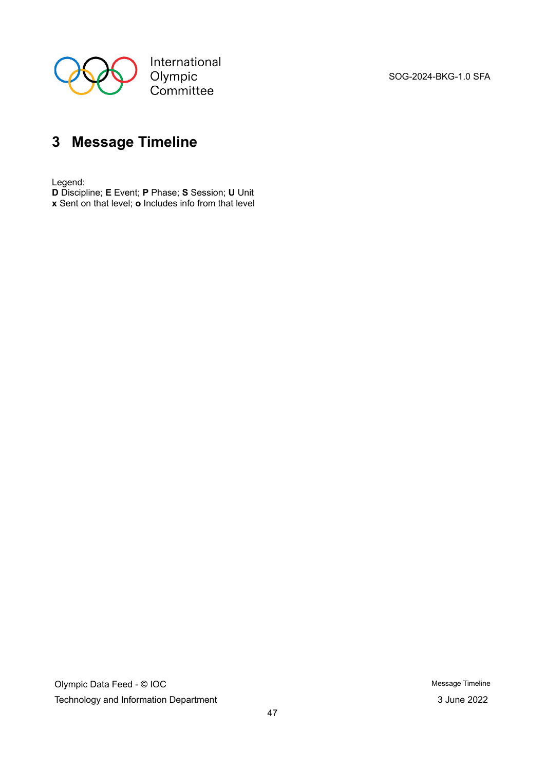# 3 Message Timeline

Legend:
**D** Discipline; **E** Event; **P** Phase; **S** Session; **U** Unit
**x** Sent on that level; **o** Includes info from that level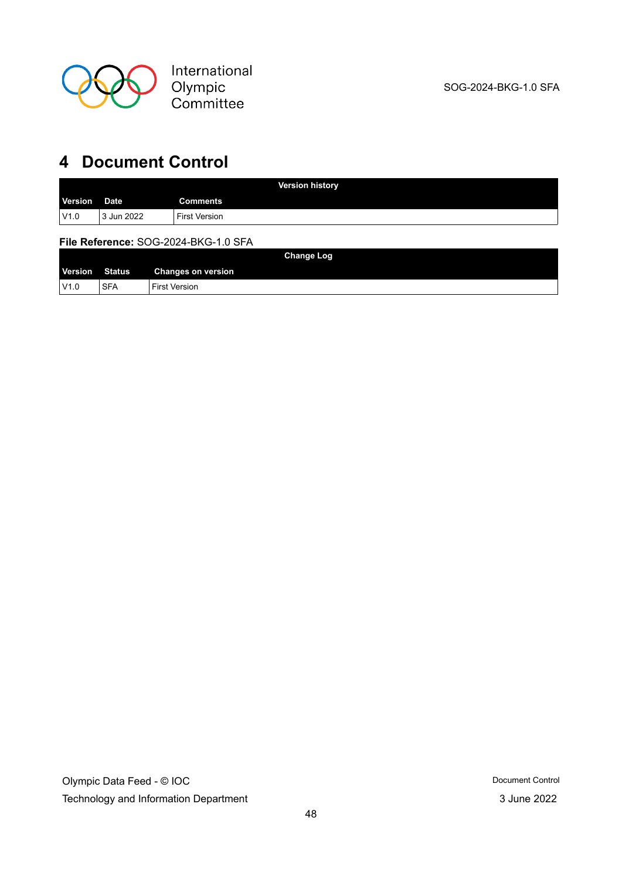# 4 Document Control

| Version history | | |
|---|---|---|
| **Version** | **Date** | **Comments** |
| V1.0 | 3 Jun 2022 | First Version |

**File Reference:** SOG-2024-BKG-1.0 SFA

| Change Log | | |
|---|---|---|
| **Version** | **Status** | **Changes on version** |
| V1.0 | SFA | First Version |